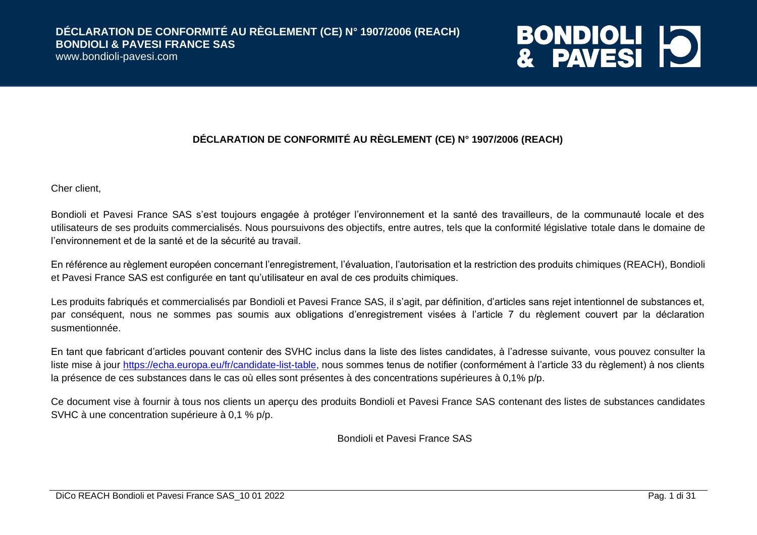# DÉCLARATION DE CONFORMITÉ AU RÈGLEMENT (CE) N° 1907/2006 (REACH)

Cher client,

Bondioli et Pavesi France SAS s'est toujours engagée à protéger l'environnement et la santé des travailleurs, de la communauté locale et des utilisateurs de ses produits commercialisés. Nous poursuivons des objectifs, entre autres, tels que la conformité législative totale dans le domaine de l'environnement et de la santé et de la sécurité au travail.

En référence au règlement européen concernant l'enregistrement, l'évaluation, l'autorisation et la restriction des produits chimiques (REACH), Bondioli et Pavesi France SAS est configurée en tant qu'utilisateur en aval de ces produits chimiques.

Les produits fabriqués et commercialisés par Bondioli et Pavesi France SAS, il s'agit, par définition, d'articles sans rejet intentionnel de substances et, par conséquent, nous ne sommes pas soumis aux obligations d'enregistrement visées à l'article 7 du règlement couvert par la déclaration susmentionnée.

En tant que fabricant d'articles pouvant contenir des SVHC inclus dans la liste des listes candidates, à l'adresse suivante, vous pouvez consulter la liste mise à jour https://echa.europa.eu/fr/candidate-list-table, nous sommes tenus de notifier (conformément à l'article 33 du règlement) à nos clients la présence de ces substances dans le cas où elles sont présentes à des concentrations supérieures à 0,1% p/p.

Ce document vise à fournir à tous nos clients un aperçu des produits Bondioli et Pavesi France SAS contenant des listes de substances candidates SVHC à une concentration supérieure à 0,1 % p/p.

Bondioli et Pavesi France SAS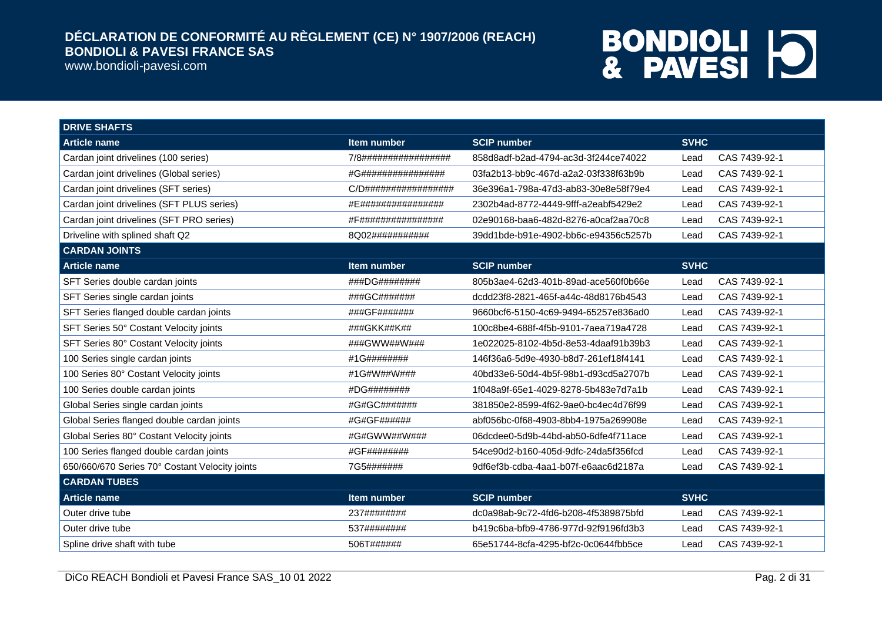| DRIVE SHAFTS | | | | |
|---|---|---|---|---|
| **Article name** | **Item number** | **SCIP number** | **SVHC** | |
| Cardan joint drivelines (100 series) | 7/8################# | 858d8adf-b2ad-4794-ac3d-3f244ce74022 | Lead | CAS 7439-92-1 |
| Cardan joint drivelines (Global series) | #G################ | 03fa2b13-bb9c-467d-a2a2-03f338f63b9b | Lead | CAS 7439-92-1 |
| Cardan joint drivelines (SFT series) | C/D################# | 36e396a1-798a-47d3-ab83-30e8e58f79e4 | Lead | CAS 7439-92-1 |
| Cardan joint drivelines (SFT PLUS series) | #E################ | 2302b4ad-8772-4449-9fff-a2eabf5429e2 | Lead | CAS 7439-92-1 |
| Cardan joint drivelines (SFT PRO series) | #F################ | 02e90168-baa6-482d-8276-a0caf2aa70c8 | Lead | CAS 7439-92-1 |
| Driveline with splined shaft Q2 | 8Q02########### | 39dd1bde-b91e-4902-bb6c-e94356c5257b | Lead | CAS 7439-92-1 |
| **CARDAN JOINTS** | | | | |
| **Article name** | **Item number** | **SCIP number** | **SVHC** | |
| SFT Series double cardan joints | ###DG######## | 805b3ae4-62d3-401b-89ad-ace560f0b66e | Lead | CAS 7439-92-1 |
| SFT Series single cardan joints | ###GC####### | dcdd23f8-2821-465f-a44c-48d8176b4543 | Lead | CAS 7439-92-1 |
| SFT Series flanged double cardan joints | ###GF####### | 9660bcf6-5150-4c69-9494-65257e836ad0 | Lead | CAS 7439-92-1 |
| SFT Series 50° Costant Velocity joints | ###GKK##K## | 100c8be4-688f-4f5b-9101-7aea719a4728 | Lead | CAS 7439-92-1 |
| SFT Series 80° Costant Velocity joints | ###GWW##W### | 1e022025-8102-4b5d-8e53-4daaf91b39b3 | Lead | CAS 7439-92-1 |
| 100 Series single cardan joints | #1G######## | 146f36a6-5d9e-4930-b8d7-261ef18f4141 | Lead | CAS 7439-92-1 |
| 100 Series 80° Costant Velocity joints | #1G#W##W### | 40bd33e6-50d4-4b5f-98b1-d93cd5a2707b | Lead | CAS 7439-92-1 |
| 100 Series double cardan joints | #DG######## | 1f048a9f-65e1-4029-8278-5b483e7d7a1b | Lead | CAS 7439-92-1 |
| Global Series single cardan joints | #G#GC####### | 381850e2-8599-4f62-9ae0-bc4ec4d76f99 | Lead | CAS 7439-92-1 |
| Global Series flanged double cardan joints | #G#GF###### | abf056bc-0f68-4903-8bb4-1975a269908e | Lead | CAS 7439-92-1 |
| Global Series 80° Costant Velocity joints | #G#GWW##W### | 06dcdee0-5d9b-44bd-ab50-6dfe4f711ace | Lead | CAS 7439-92-1 |
| 100 Series flanged double cardan joints | #GF######## | 54ce90d2-b160-405d-9dfc-24da5f356fcd | Lead | CAS 7439-92-1 |
| 650/660/670 Series 70° Costant Velocity joints | 7G5####### | 9df6ef3b-cdba-4aa1-b07f-e6aac6d2187a | Lead | CAS 7439-92-1 |
| **CARDAN TUBES** | | | | |
| **Article name** | **Item number** | **SCIP number** | **SVHC** | |
| Outer drive tube | 237######## | dc0a98ab-9c72-4fd6-b208-4f5389875bfd | Lead | CAS 7439-92-1 |
| Outer drive tube | 537######## | b419c6ba-bfb9-4786-977d-92f9196fd3b3 | Lead | CAS 7439-92-1 |
| Spline drive shaft with tube | 506T###### | 65e51744-8cfa-4295-bf2c-0c0644fbb5ce | Lead | CAS 7439-92-1 |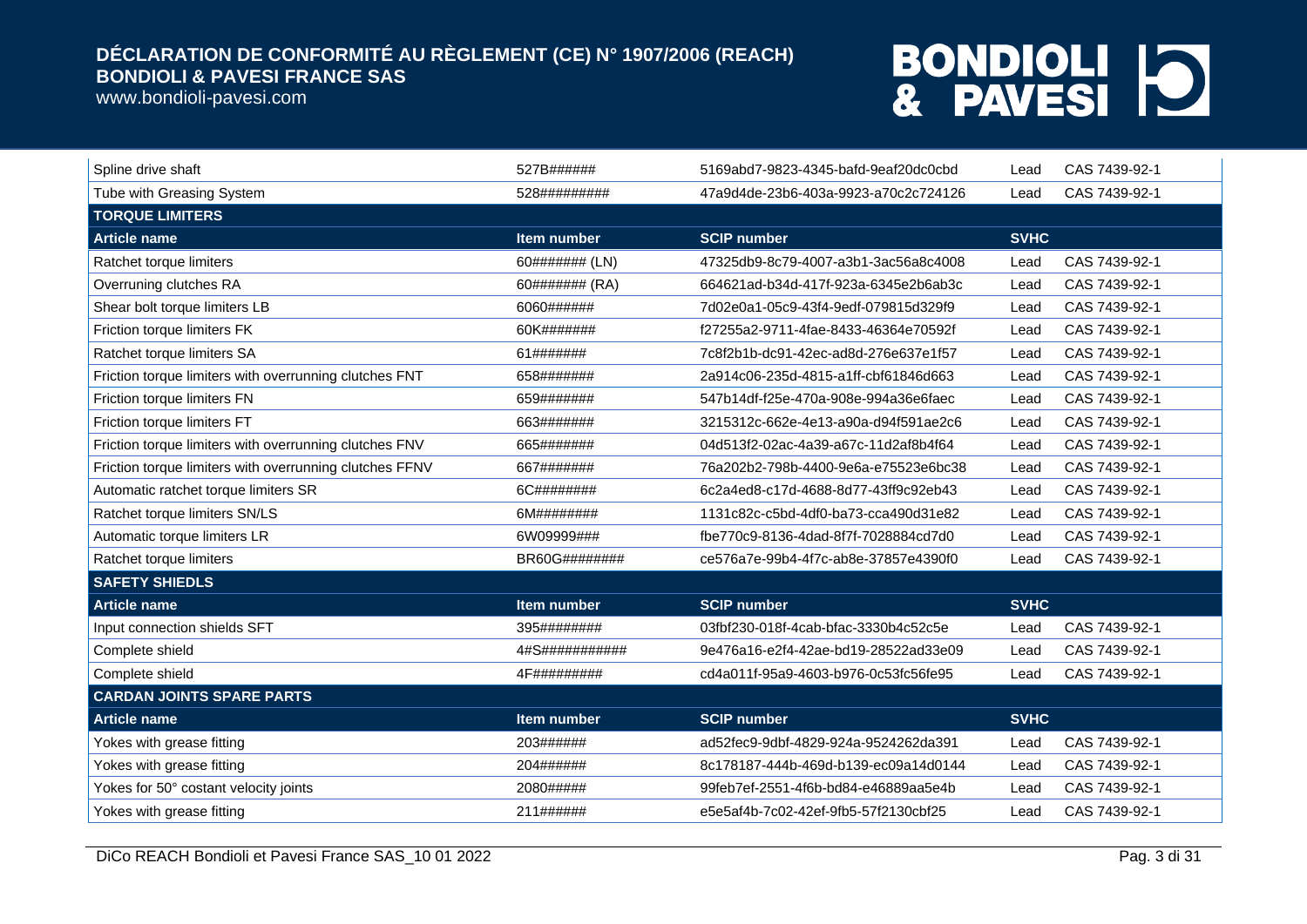| | | | | |
|---|---|---|---|---|
| Spline drive shaft | 527B###### | 5169abd7-9823-4345-bafd-9eaf20dc0cbd | Lead | CAS 7439-92-1 |
| Tube with Greasing System | 528######### | 47a9d4de-23b6-403a-9923-a70c2c724126 | Lead | CAS 7439-92-1 |
| **TORQUE LIMITERS** | | | | |
| **Article name** | **Item number** | **SCIP number** | **SVHC** | |
| Ratchet torque limiters | 60####### (LN) | 47325db9-8c79-4007-a3b1-3ac56a8c4008 | Lead | CAS 7439-92-1 |
| Overruning clutches RA | 60####### (RA) | 664621ad-b34d-417f-923a-6345e2b6ab3c | Lead | CAS 7439-92-1 |
| Shear bolt torque limiters LB | 6060###### | 7d02e0a1-05c9-43f4-9edf-079815d329f9 | Lead | CAS 7439-92-1 |
| Friction torque limiters FK | 60K####### | f27255a2-9711-4fae-8433-46364e70592f | Lead | CAS 7439-92-1 |
| Ratchet torque limiters SA | 61####### | 7c8f2b1b-dc91-42ec-ad8d-276e637e1f57 | Lead | CAS 7439-92-1 |
| Friction torque limiters with overrunning clutches FNT | 658####### | 2a914c06-235d-4815-a1ff-cbf61846d663 | Lead | CAS 7439-92-1 |
| Friction torque limiters FN | 659####### | 547b14df-f25e-470a-908e-994a36e6faec | Lead | CAS 7439-92-1 |
| Friction torque limiters FT | 663####### | 3215312c-662e-4e13-a90a-d94f591ae2c6 | Lead | CAS 7439-92-1 |
| Friction torque limiters with overrunning clutches FNV | 665####### | 04d513f2-02ac-4a39-a67c-11d2af8b4f64 | Lead | CAS 7439-92-1 |
| Friction torque limiters with overrunning clutches FFNV | 667####### | 76a202b2-798b-4400-9e6a-e75523e6bc38 | Lead | CAS 7439-92-1 |
| Automatic ratchet torque limiters SR | 6C######## | 6c2a4ed8-c17d-4688-8d77-43ff9c92eb43 | Lead | CAS 7439-92-1 |
| Ratchet torque limiters SN/LS | 6M######## | 1131c82c-c5bd-4df0-ba73-cca490d31e82 | Lead | CAS 7439-92-1 |
| Automatic torque limiters LR | 6W09999### | fbe770c9-8136-4dad-8f7f-7028884cd7d0 | Lead | CAS 7439-92-1 |
| Ratchet torque limiters | BR60G######## | ce576a7e-99b4-4f7c-ab8e-37857e4390f0 | Lead | CAS 7439-92-1 |
| **SAFETY SHIEDLS** | | | | |
| **Article name** | **Item number** | **SCIP number** | **SVHC** | |
| Input connection shields SFT | 395######## | 03fbf230-018f-4cab-bfac-3330b4c52c5e | Lead | CAS 7439-92-1 |
| Complete shield | 4#S########### | 9e476a16-e2f4-42ae-bd19-28522ad33e09 | Lead | CAS 7439-92-1 |
| Complete shield | 4F######### | cd4a011f-95a9-4603-b976-0c53fc56fe95 | Lead | CAS 7439-92-1 |
| **CARDAN JOINTS SPARE PARTS** | | | | |
| **Article name** | **Item number** | **SCIP number** | **SVHC** | |
| Yokes with grease fitting | 203###### | ad52fec9-9dbf-4829-924a-9524262da391 | Lead | CAS 7439-92-1 |
| Yokes with grease fitting | 204###### | 8c178187-444b-469d-b139-ec09a14d0144 | Lead | CAS 7439-92-1 |
| Yokes for 50° costant velocity joints | 2080##### | 99feb7ef-2551-4f6b-bd84-e46889aa5e4b | Lead | CAS 7439-92-1 |
| Yokes with grease fitting | 211###### | e5e5af4b-7c02-42ef-9fb5-57f2130cbf25 | Lead | CAS 7439-92-1 |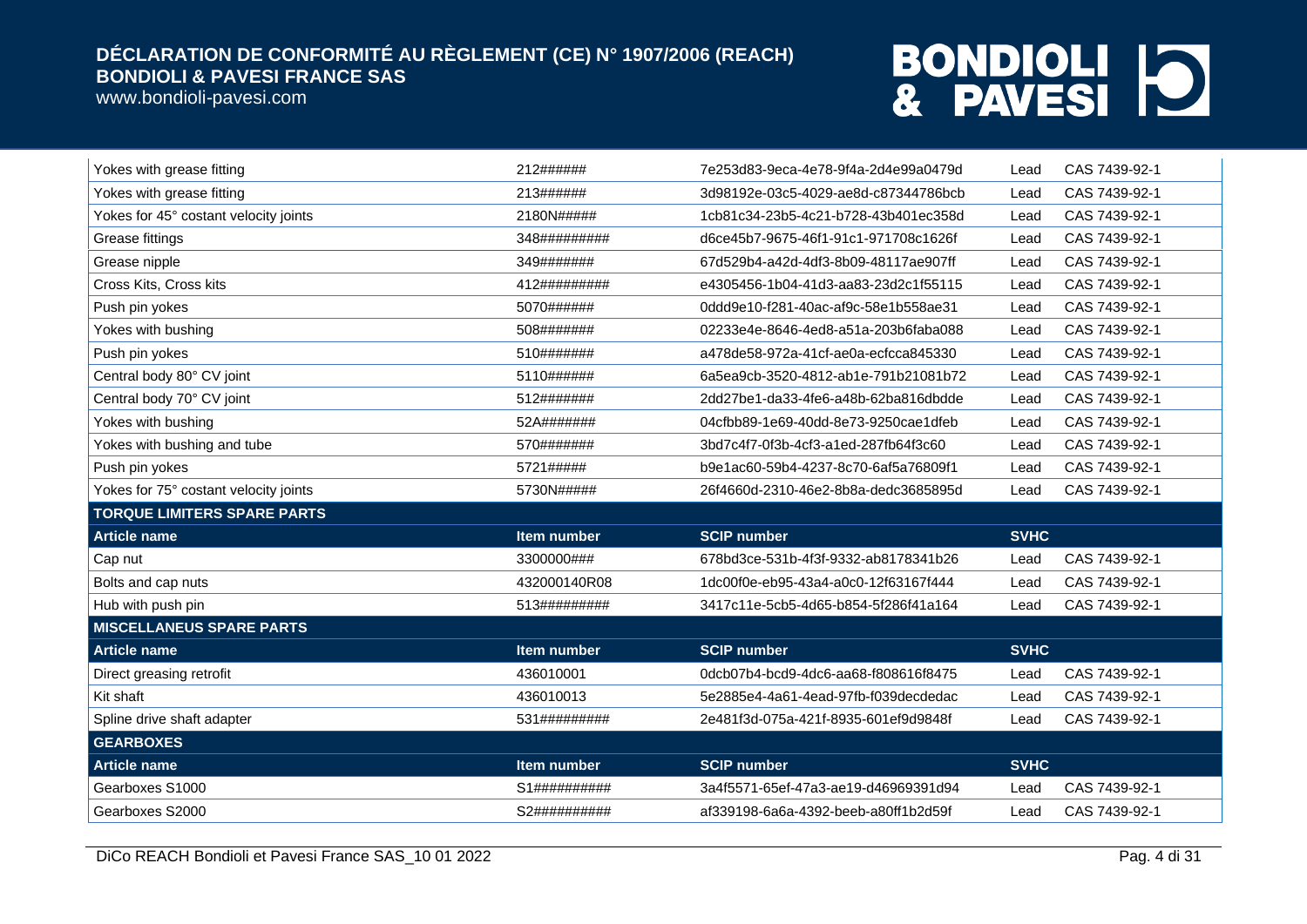| | | | | |
|---|---|---|---|---|
| Yokes with grease fitting | 212###### | 7e253d83-9eca-4e78-9f4a-2d4e99a0479d | Lead | CAS 7439-92-1 |
| Yokes with grease fitting | 213###### | 3d98192e-03c5-4029-ae8d-c87344786bcb | Lead | CAS 7439-92-1 |
| Yokes for 45° costant velocity joints | 2180N##### | 1cb81c34-23b5-4c21-b728-43b401ec358d | Lead | CAS 7439-92-1 |
| Grease fittings | 348######### | d6ce45b7-9675-46f1-91c1-971708c1626f | Lead | CAS 7439-92-1 |
| Grease nipple | 349####### | 67d529b4-a42d-4df3-8b09-48117ae907ff | Lead | CAS 7439-92-1 |
| Cross Kits, Cross kits | 412######### | e4305456-1b04-41d3-aa83-23d2c1f55115 | Lead | CAS 7439-92-1 |
| Push pin yokes | 5070###### | 0ddd9e10-f281-40ac-af9c-58e1b558ae31 | Lead | CAS 7439-92-1 |
| Yokes with bushing | 508####### | 02233e4e-8646-4ed8-a51a-203b6faba088 | Lead | CAS 7439-92-1 |
| Push pin yokes | 510####### | a478de58-972a-41cf-ae0a-ecfcca845330 | Lead | CAS 7439-92-1 |
| Central body 80° CV joint | 5110###### | 6a5ea9cb-3520-4812-ab1e-791b21081b72 | Lead | CAS 7439-92-1 |
| Central body 70° CV joint | 512####### | 2dd27be1-da33-4fe6-a48b-62ba816dbdde | Lead | CAS 7439-92-1 |
| Yokes with bushing | 52A####### | 04cfbb89-1e69-40dd-8e73-9250cae1dfeb | Lead | CAS 7439-92-1 |
| Yokes with bushing and tube | 570####### | 3bd7c4f7-0f3b-4cf3-a1ed-287fb64f3c60 | Lead | CAS 7439-92-1 |
| Push pin yokes | 5721##### | b9e1ac60-59b4-4237-8c70-6af5a76809f1 | Lead | CAS 7439-92-1 |
| Yokes for 75° costant velocity joints | 5730N##### | 26f4660d-2310-46e2-8b8a-dedc3685895d | Lead | CAS 7439-92-1 |
| **TORQUE LIMITERS SPARE PARTS** | | | | |
| **Article name** | **Item number** | **SCIP number** | **SVHC** | |
| Cap nut | 3300000### | 678bd3ce-531b-4f3f-9332-ab8178341b26 | Lead | CAS 7439-92-1 |
| Bolts and cap nuts | 432000140R08 | 1dc00f0e-eb95-43a4-a0c0-12f63167f444 | Lead | CAS 7439-92-1 |
| Hub with push pin | 513######### | 3417c11e-5cb5-4d65-b854-5f286f41a164 | Lead | CAS 7439-92-1 |
| **MISCELLANEUS SPARE PARTS** | | | | |
| **Article name** | **Item number** | **SCIP number** | **SVHC** | |
| Direct greasing retrofit | 436010001 | 0dcb07b4-bcd9-4dc6-aa68-f808616f8475 | Lead | CAS 7439-92-1 |
| Kit shaft | 436010013 | 5e2885e4-4a61-4ead-97fb-f039decdedac | Lead | CAS 7439-92-1 |
| Spline drive shaft adapter | 531######### | 2e481f3d-075a-421f-8935-601ef9d9848f | Lead | CAS 7439-92-1 |
| **GEARBOXES** | | | | |
| **Article name** | **Item number** | **SCIP number** | **SVHC** | |
| Gearboxes S1000 | S1########## | 3a4f5571-65ef-47a3-ae19-d46969391d94 | Lead | CAS 7439-92-1 |
| Gearboxes S2000 | S2########## | af339198-6a6a-4392-beeb-a80ff1b2d59f | Lead | CAS 7439-92-1 |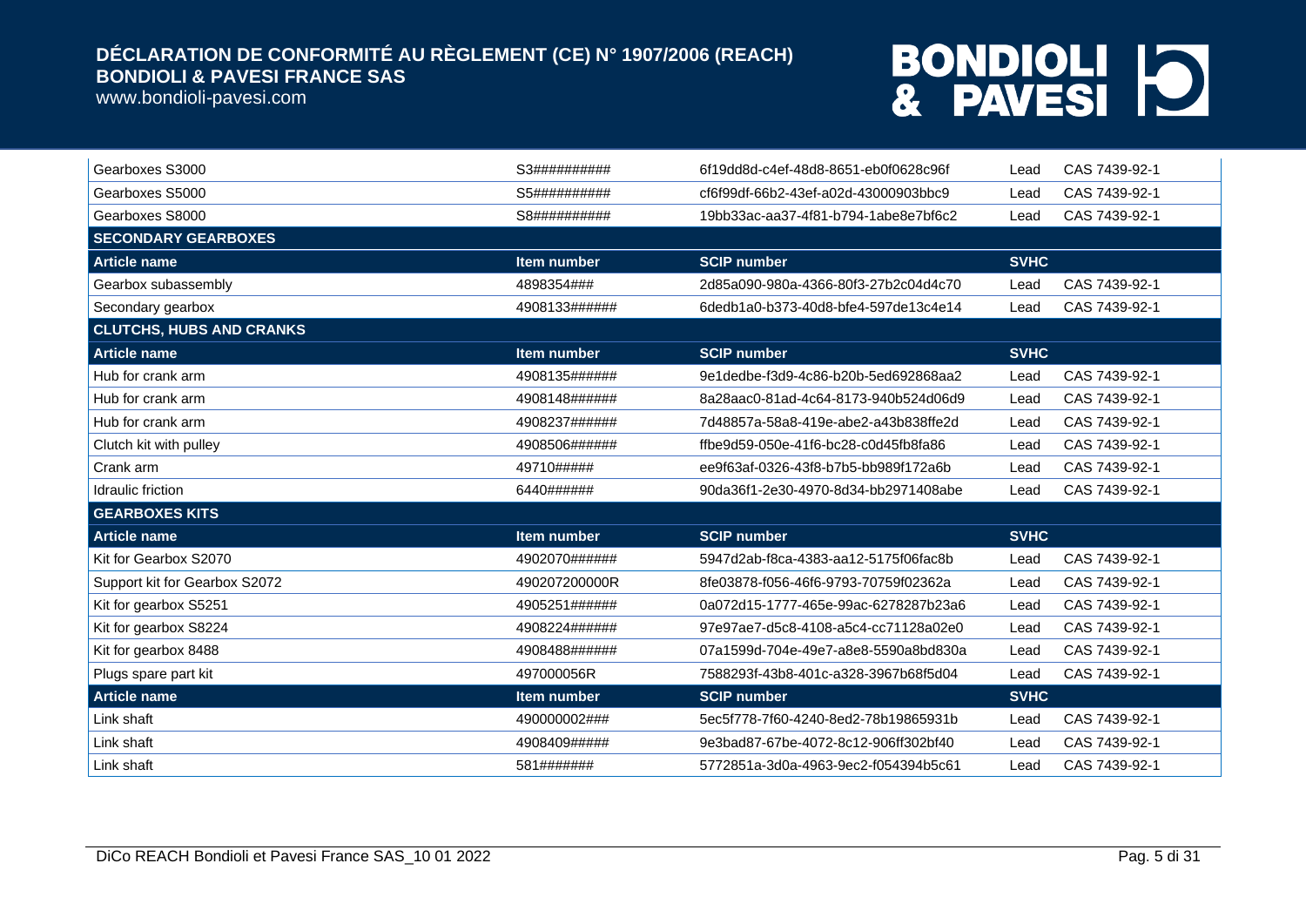| | | | | |
|---|---|---|---|---|
| Gearboxes S3000 | S3########## | 6f19dd8d-c4ef-48d8-8651-eb0f0628c96f | Lead | CAS 7439-92-1 |
| Gearboxes S5000 | S5########## | cf6f99df-66b2-43ef-a02d-43000903bbc9 | Lead | CAS 7439-92-1 |
| Gearboxes S8000 | S8########## | 19bb33ac-aa37-4f81-b794-1abe8e7bf6c2 | Lead | CAS 7439-92-1 |
| **SECONDARY GEARBOXES** | | | | |
| **Article name** | **Item number** | **SCIP number** | **SVHC** | |
| Gearbox subassembly | 4898354### | 2d85a090-980a-4366-80f3-27b2c04d4c70 | Lead | CAS 7439-92-1 |
| Secondary gearbox | 4908133###### | 6dedb1a0-b373-40d8-bfe4-597de13c4e14 | Lead | CAS 7439-92-1 |
| **CLUTCHS, HUBS AND CRANKS** | | | | |
| **Article name** | **Item number** | **SCIP number** | **SVHC** | |
| Hub for crank arm | 4908135###### | 9e1dedbe-f3d9-4c86-b20b-5ed692868aa2 | Lead | CAS 7439-92-1 |
| Hub for crank arm | 4908148###### | 8a28aac0-81ad-4c64-8173-940b524d06d9 | Lead | CAS 7439-92-1 |
| Hub for crank arm | 4908237###### | 7d48857a-58a8-419e-abe2-a43b838ffe2d | Lead | CAS 7439-92-1 |
| Clutch kit with pulley | 4908506###### | ffbe9d59-050e-41f6-bc28-c0d45fb8fa86 | Lead | CAS 7439-92-1 |
| Crank arm | 49710##### | ee9f63af-0326-43f8-b7b5-bb989f172a6b | Lead | CAS 7439-92-1 |
| Idraulic friction | 6440###### | 90da36f1-2e30-4970-8d34-bb2971408abe | Lead | CAS 7439-92-1 |
| **GEARBOXES KITS** | | | | |
| **Article name** | **Item number** | **SCIP number** | **SVHC** | |
| Kit for Gearbox S2070 | 4902070###### | 5947d2ab-f8ca-4383-aa12-5175f06fac8b | Lead | CAS 7439-92-1 |
| Support kit for Gearbox S2072 | 490207200000R | 8fe03878-f056-46f6-9793-70759f02362a | Lead | CAS 7439-92-1 |
| Kit for gearbox S5251 | 4905251###### | 0a072d15-1777-465e-99ac-6278287b23a6 | Lead | CAS 7439-92-1 |
| Kit for gearbox S8224 | 4908224###### | 97e97ae7-d5c8-4108-a5c4-cc71128a02e0 | Lead | CAS 7439-92-1 |
| Kit for gearbox 8488 | 4908488###### | 07a1599d-704e-49e7-a8e8-5590a8bd830a | Lead | CAS 7439-92-1 |
| Plugs spare part kit | 497000056R | 7588293f-43b8-401c-a328-3967b68f5d04 | Lead | CAS 7439-92-1 |
| **Article name** | **Item number** | **SCIP number** | **SVHC** | |
| Link shaft | 490000002### | 5ec5f778-7f60-4240-8ed2-78b19865931b | Lead | CAS 7439-92-1 |
| Link shaft | 4908409##### | 9e3bad87-67be-4072-8c12-906ff302bf40 | Lead | CAS 7439-92-1 |
| Link shaft | 581####### | 5772851a-3d0a-4963-9ec2-f054394b5c61 | Lead | CAS 7439-92-1 |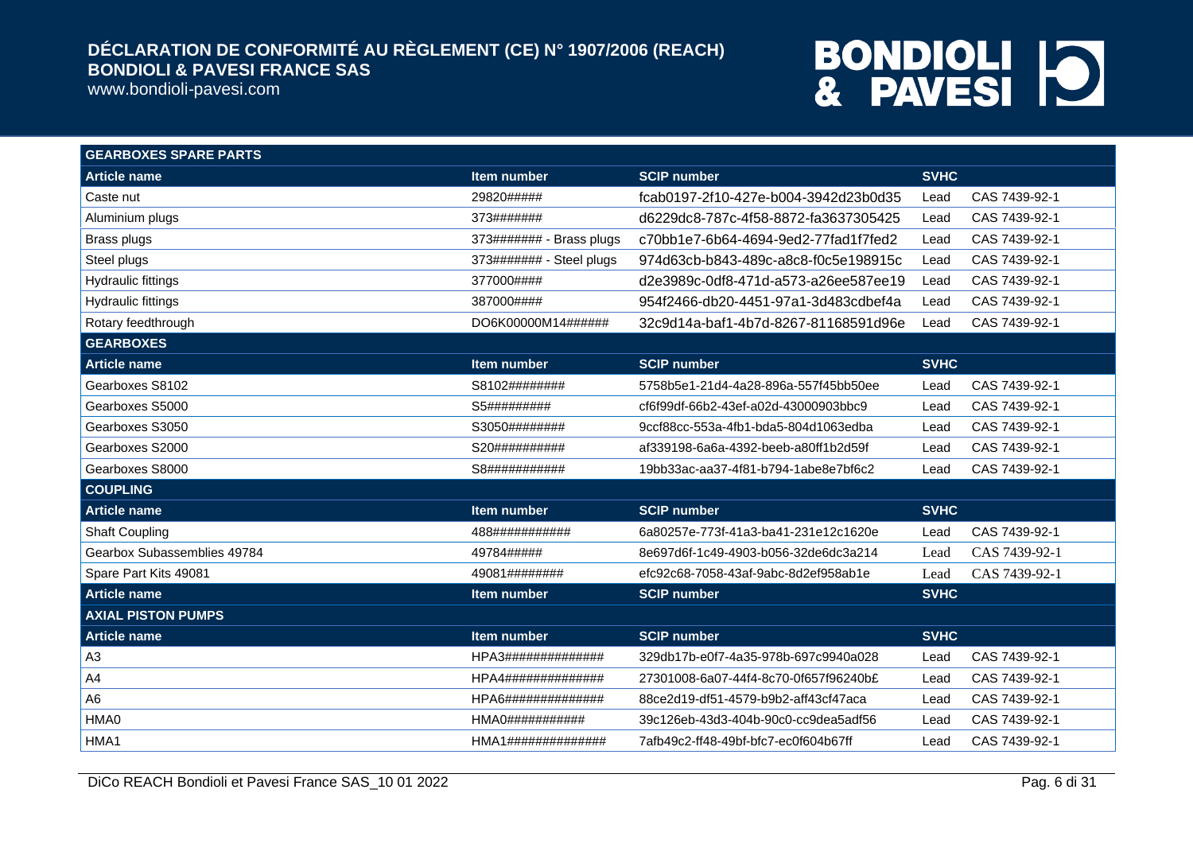| GEARBOXES SPARE PARTS | | | | |
|---|---|---|---|---|
| **Article name** | **Item number** | **SCIP number** | **SVHC** | |
| Caste nut | 29820##### | fcab0197-2f10-427e-b004-3942d23b0d35 | Lead | CAS 7439-92-1 |
| Aluminium plugs | 373####### | d6229dc8-787c-4f58-8872-fa3637305425 | Lead | CAS 7439-92-1 |
| Brass plugs | 373####### - Brass plugs | c70bb1e7-6b64-4694-9ed2-77fad1f7fed2 | Lead | CAS 7439-92-1 |
| Steel plugs | 373####### - Steel plugs | 974d63cb-b843-489c-a8c8-f0c5e198915c | Lead | CAS 7439-92-1 |
| Hydraulic fittings | 377000#### | d2e3989c-0df8-471d-a573-a26ee587ee19 | Lead | CAS 7439-92-1 |
| Hydraulic fittings | 387000#### | 954f2466-db20-4451-97a1-3d483cdbef4a | Lead | CAS 7439-92-1 |
| Rotary feedthrough | DO6K00000M14###### | 32c9d14a-baf1-4b7d-8267-81168591d96e | Lead | CAS 7439-92-1 |
| **GEARBOXES** | | | | |
| **Article name** | **Item number** | **SCIP number** | **SVHC** | |
| Gearboxes S8102 | S8102######## | 5758b5e1-21d4-4a28-896a-557f45bb50ee | Lead | CAS 7439-92-1 |
| Gearboxes S5000 | S5######### | cf6f99df-66b2-43ef-a02d-43000903bbc9 | Lead | CAS 7439-92-1 |
| Gearboxes S3050 | S3050######## | 9ccf88cc-553a-4fb1-bda5-804d1063edba | Lead | CAS 7439-92-1 |
| Gearboxes S2000 | S20########## | af339198-6a6a-4392-beeb-a80ff1b2d59f | Lead | CAS 7439-92-1 |
| Gearboxes S8000 | S8########### | 19bb33ac-aa37-4f81-b794-1abe8e7bf6c2 | Lead | CAS 7439-92-1 |
| **COUPLING** | | | | |
| **Article name** | **Item number** | **SCIP number** | **SVHC** | |
| Shaft Coupling | 488########### | 6a80257e-773f-41a3-ba41-231e12c1620e | Lead | CAS 7439-92-1 |
| Gearbox Subassemblies 49784 | 49784##### | 8e697d6f-1c49-4903-b056-32de6dc3a214 | Lead | CAS 7439-92-1 |
| Spare Part Kits 49081 | 49081######## | efc92c68-7058-43af-9abc-8d2ef958ab1e | Lead | CAS 7439-92-1 |
| **Article name** | **Item number** | **SCIP number** | **SVHC** | |
| **AXIAL PISTON PUMPS** | | | | |
| **Article name** | **Item number** | **SCIP number** | **SVHC** | |
| A3 | HPA3############## | 329db17b-e0f7-4a35-978b-697c9940a028 | Lead | CAS 7439-92-1 |
| A4 | HPA4############## | 27301008-6a07-44f4-8c70-0f657f96240b£ | Lead | CAS 7439-92-1 |
| A6 | HPA6############## | 88ce2d19-df51-4579-b9b2-aff43cf47aca | Lead | CAS 7439-92-1 |
| HMA0 | HMA0########### | 39c126eb-43d3-404b-90c0-cc9dea5adf56 | Lead | CAS 7439-92-1 |
| HMA1 | HMA1############## | 7afb49c2-ff48-49bf-bfc7-ec0f604b67ff | Lead | CAS 7439-92-1 |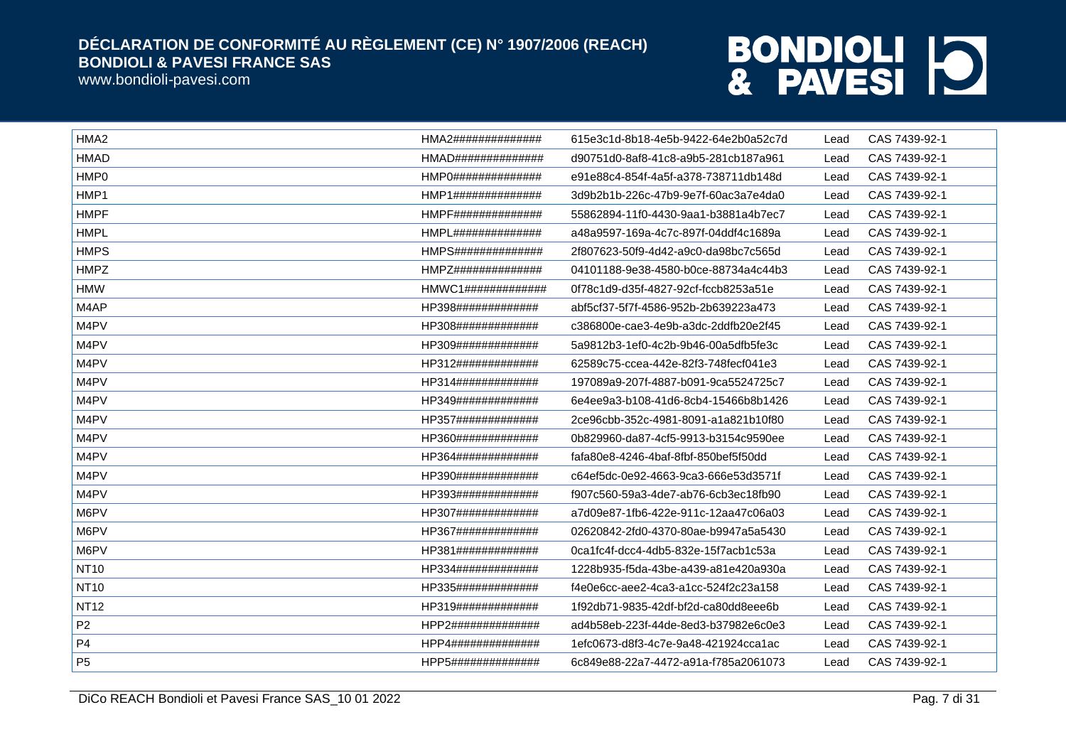| | | | | |
|---|---|---|---|---|
| HMA2 | HMA2############## | 615e3c1d-8b18-4e5b-9422-64e2b0a52c7d | Lead | CAS 7439-92-1 |
| HMAD | HMAD############## | d90751d0-8af8-41c8-a9b5-281cb187a961 | Lead | CAS 7439-92-1 |
| HMP0 | HMP0############## | e91e88c4-854f-4a5f-a378-738711db148d | Lead | CAS 7439-92-1 |
| HMP1 | HMP1############## | 3d9b2b1b-226c-47b9-9e7f-60ac3a7e4da0 | Lead | CAS 7439-92-1 |
| HMPF | HMPF############## | 55862894-11f0-4430-9aa1-b3881a4b7ec7 | Lead | CAS 7439-92-1 |
| HMPL | HMPL############## | a48a9597-169a-4c7c-897f-04ddf4c1689a | Lead | CAS 7439-92-1 |
| HMPS | HMPS############## | 2f807623-50f9-4d42-a9c0-da98bc7c565d | Lead | CAS 7439-92-1 |
| HMPZ | HMPZ############## | 04101188-9e38-4580-b0ce-88734a4c44b3 | Lead | CAS 7439-92-1 |
| HMW | HMWC1############# | 0f78c1d9-d35f-4827-92cf-fccb8253a51e | Lead | CAS 7439-92-1 |
| M4AP | HP398############# | abf5cf37-5f7f-4586-952b-2b639223a473 | Lead | CAS 7439-92-1 |
| M4PV | HP308############# | c386800e-cae3-4e9b-a3dc-2ddfb20e2f45 | Lead | CAS 7439-92-1 |
| M4PV | HP309############# | 5a9812b3-1ef0-4c2b-9b46-00a5dfb5fe3c | Lead | CAS 7439-92-1 |
| M4PV | HP312############# | 62589c75-ccea-442e-82f3-748fecf041e3 | Lead | CAS 7439-92-1 |
| M4PV | HP314############# | 197089a9-207f-4887-b091-9ca5524725c7 | Lead | CAS 7439-92-1 |
| M4PV | HP349############# | 6e4ee9a3-b108-41d6-8cb4-15466b8b1426 | Lead | CAS 7439-92-1 |
| M4PV | HP357############# | 2ce96cbb-352c-4981-8091-a1a821b10f80 | Lead | CAS 7439-92-1 |
| M4PV | HP360############# | 0b829960-da87-4cf5-9913-b3154c9590ee | Lead | CAS 7439-92-1 |
| M4PV | HP364############# | fafa80e8-4246-4baf-8fbf-850bef5f50dd | Lead | CAS 7439-92-1 |
| M4PV | HP390############# | c64ef5dc-0e92-4663-9ca3-666e53d3571f | Lead | CAS 7439-92-1 |
| M4PV | HP393############# | f907c560-59a3-4de7-ab76-6cb3ec18fb90 | Lead | CAS 7439-92-1 |
| M6PV | HP307############# | a7d09e87-1fb6-422e-911c-12aa47c06a03 | Lead | CAS 7439-92-1 |
| M6PV | HP367############# | 02620842-2fd0-4370-80ae-b9947a5a5430 | Lead | CAS 7439-92-1 |
| M6PV | HP381############# | 0ca1fc4f-dcc4-4db5-832e-15f7acb1c53a | Lead | CAS 7439-92-1 |
| NT10 | HP334############# | 1228b935-f5da-43be-a439-a81e420a930a | Lead | CAS 7439-92-1 |
| NT10 | HP335############# | f4e0e6cc-aee2-4ca3-a1cc-524f2c23a158 | Lead | CAS 7439-92-1 |
| NT12 | HP319############# | 1f92db71-9835-42df-bf2d-ca80dd8eee6b | Lead | CAS 7439-92-1 |
| P2 | HPP2############## | ad4b58eb-223f-44de-8ed3-b37982e6c0e3 | Lead | CAS 7439-92-1 |
| P4 | HPP4############## | 1efc0673-d8f3-4c7e-9a48-421924cca1ac | Lead | CAS 7439-92-1 |
| P5 | HPP5############## | 6c849e88-22a7-4472-a91a-f785a2061073 | Lead | CAS 7439-92-1 |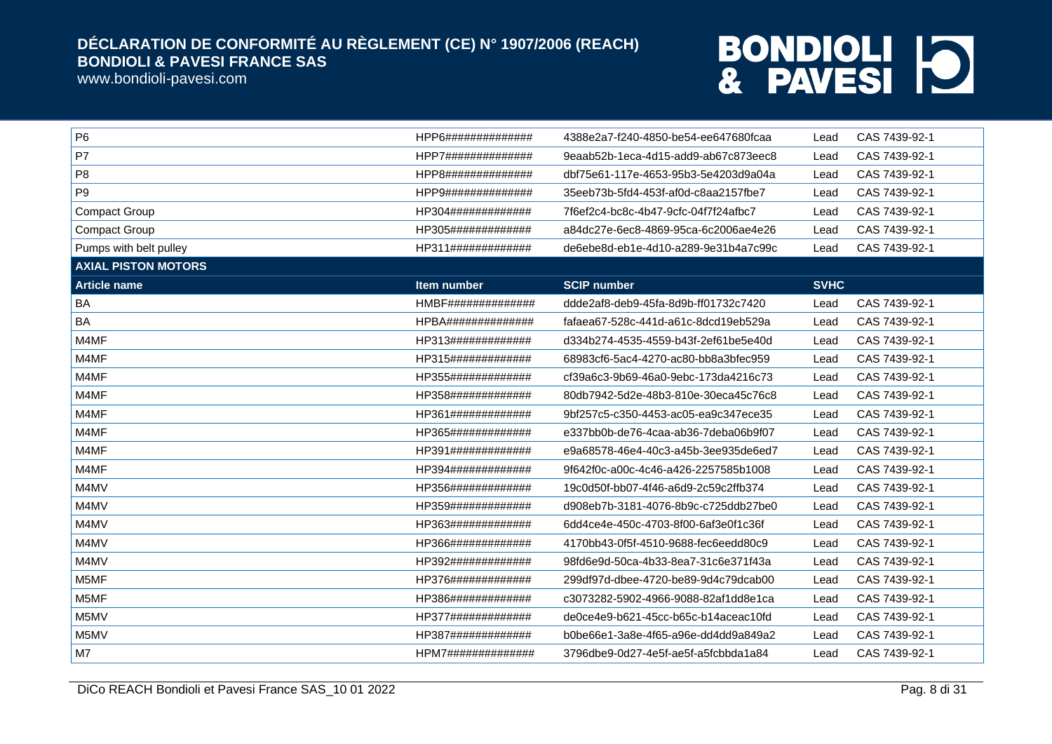| | | | | |
|---|---|---|---|---|
| P6 | HPP6############## | 4388e2a7-f240-4850-be54-ee647680fcaa | Lead | CAS 7439-92-1 |
| P7 | HPP7############## | 9eaab52b-1eca-4d15-add9-ab67c873eec8 | Lead | CAS 7439-92-1 |
| P8 | HPP8############## | dbf75e61-117e-4653-95b3-5e4203d9a04a | Lead | CAS 7439-92-1 |
| P9 | HPP9############## | 35eeb73b-5fd4-453f-af0d-c8aa2157fbe7 | Lead | CAS 7439-92-1 |
| Compact Group | HP304############# | 7f6ef2c4-bc8c-4b47-9cfc-04f7f24afbc7 | Lead | CAS 7439-92-1 |
| Compact Group | HP305############# | a84dc27e-6ec8-4869-95ca-6c2006ae4e26 | Lead | CAS 7439-92-1 |
| Pumps with belt pulley | HP311############# | de6ebe8d-eb1e-4d10-a289-9e31b4a7c99c | Lead | CAS 7439-92-1 |
| **AXIAL PISTON MOTORS** | | | | |
| **Article name** | **Item number** | **SCIP number** | **SVHC** | |
| BA | HMBF############## | ddde2af8-deb9-45fa-8d9b-ff01732c7420 | Lead | CAS 7439-92-1 |
| BA | HPBA############## | fafaea67-528c-441d-a61c-8dcd19eb529a | Lead | CAS 7439-92-1 |
| M4MF | HP313############# | d334b274-4535-4559-b43f-2ef61be5e40d | Lead | CAS 7439-92-1 |
| M4MF | HP315############# | 68983cf6-5ac4-4270-ac80-bb8a3bfec959 | Lead | CAS 7439-92-1 |
| M4MF | HP355############# | cf39a6c3-9b69-46a0-9ebc-173da4216c73 | Lead | CAS 7439-92-1 |
| M4MF | HP358############# | 80db7942-5d2e-48b3-810e-30eca45c76c8 | Lead | CAS 7439-92-1 |
| M4MF | HP361############# | 9bf257c5-c350-4453-ac05-ea9c347ece35 | Lead | CAS 7439-92-1 |
| M4MF | HP365############# | e337bb0b-de76-4caa-ab36-7deba06b9f07 | Lead | CAS 7439-92-1 |
| M4MF | HP391############# | e9a68578-46e4-40c3-a45b-3ee935de6ed7 | Lead | CAS 7439-92-1 |
| M4MF | HP394############# | 9f642f0c-a00c-4c46-a426-2257585b1008 | Lead | CAS 7439-92-1 |
| M4MV | HP356############# | 19c0d50f-bb07-4f46-a6d9-2c59c2ffb374 | Lead | CAS 7439-92-1 |
| M4MV | HP359############# | d908eb7b-3181-4076-8b9c-c725ddb27be0 | Lead | CAS 7439-92-1 |
| M4MV | HP363############# | 6dd4ce4e-450c-4703-8f00-6af3e0f1c36f | Lead | CAS 7439-92-1 |
| M4MV | HP366############# | 4170bb43-0f5f-4510-9688-fec6eedd80c9 | Lead | CAS 7439-92-1 |
| M4MV | HP392############# | 98fd6e9d-50ca-4b33-8ea7-31c6e371f43a | Lead | CAS 7439-92-1 |
| M5MF | HP376############# | 299df97d-dbee-4720-be89-9d4c79dcab00 | Lead | CAS 7439-92-1 |
| M5MF | HP386############# | c3073282-5902-4966-9088-82af1dd8e1ca | Lead | CAS 7439-92-1 |
| M5MV | HP377############# | de0ce4e9-b621-45cc-b65c-b14aceac10fd | Lead | CAS 7439-92-1 |
| M5MV | HP387############# | b0be66e1-3a8e-4f65-a96e-dd4dd9a849a2 | Lead | CAS 7439-92-1 |
| M7 | HPM7############## | 3796dbe9-0d27-4e5f-ae5f-a5fcbbda1a84 | Lead | CAS 7439-92-1 |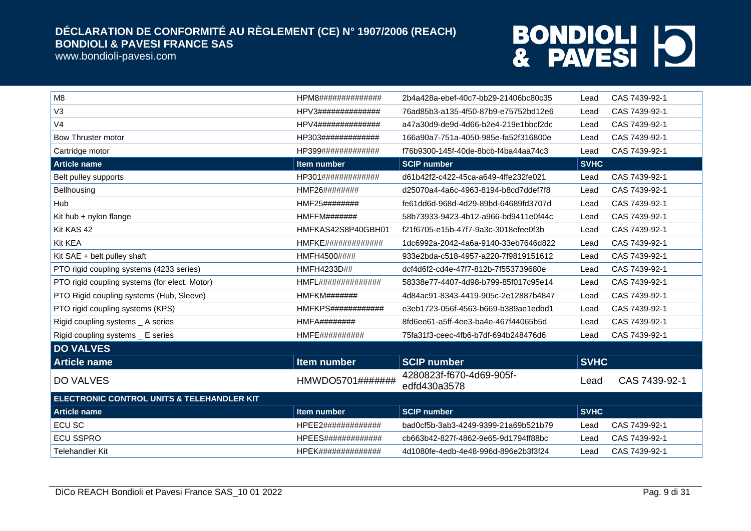| M8 | HPM8############### | 2b4a428a-ebef-40c7-bb29-21406bc80c35 | Lead | CAS 7439-92-1 |
|---|---|---|---|---|
| V3 | HPV3############### | 76ad85b3-a135-4f50-87b9-e75752bd12e6 | Lead | CAS 7439-92-1 |
| V4 | HPV4############### | a47a30d9-de9d-4d66-b2e4-219e1bbcf2dc | Lead | CAS 7439-92-1 |
| Bow Thruster motor | HP303############## | 166a90a7-751a-4050-985e-fa52f316800e | Lead | CAS 7439-92-1 |
| Cartridge motor | HP399############## | f76b9300-145f-40de-8bcb-f4ba44aa74c3 | Lead | CAS 7439-92-1 |
| **Article name** | **Item number** | **SCIP number** | **SVHC** | |
| Belt pulley supports | HP301############## | d61b42f2-c422-45ca-a649-4ffe232fe021 | Lead | CAS 7439-92-1 |
| Bellhousing | HMF26######### | d25070a4-4a6c-4963-8194-b8cd7ddef7f8 | Lead | CAS 7439-92-1 |
| Hub | HMF25######### | fe61dd6d-968d-4d29-89bd-64689fd3707d | Lead | CAS 7439-92-1 |
| Kit hub + nylon flange | HMFFM######## | 58b73933-9423-4b12-a966-bd9411e0f44c | Lead | CAS 7439-92-1 |
| Kit KAS 42 | HMFKAS42S8P40GBH01 | f21f6705-e15b-47f7-9a3c-3018efee0f3b | Lead | CAS 7439-92-1 |
| Kit KEA | HMFKE############## | 1dc6992a-2042-4a6a-9140-33eb7646d822 | Lead | CAS 7439-92-1 |
| Kit SAE + belt pulley shaft | HMFH4500#### | 933e2bda-c518-4957-a220-7f9819151612 | Lead | CAS 7439-92-1 |
| PTO rigid coupling systems (4233 series) | HMFH4233D## | dcf4d6f2-cd4e-47f7-812b-7f553739680e | Lead | CAS 7439-92-1 |
| PTO rigid coupling systems (for elect. Motor) | HMFL############### | 58338e77-4407-4d98-b799-85f017c95e14 | Lead | CAS 7439-92-1 |
| PTO Rigid coupling systems (Hub, Sleeve) | HMFKM######## | 4d84ac91-8343-4419-905c-2e12887b4847 | Lead | CAS 7439-92-1 |
| PTO rigid coupling systems (KPS) | HMFKPS############# | e3eb1723-056f-4563-b669-b389ae1edbd1 | Lead | CAS 7439-92-1 |
| Rigid coupling systems _ A series | HMFA######### | 8fd6ee61-a5ff-4ee3-ba4e-467f44065b5d | Lead | CAS 7439-92-1 |
| Rigid coupling systems _ E series | HMFE########### | 75fa31f3-ceec-4fb6-b7df-694b248476d6 | Lead | CAS 7439-92-1 |

## DO VALVES

| Article name | Item number | SCIP number | SVHC | |
|---|---|---|---|---|
| DO VALVES | HMWDO5701####### | 4280823f-f670-4d69-905f-edfd430a3578 | Lead | CAS 7439-92-1 |

## ELECTRONIC CONTROL UNITS & TELEHANDLER KIT

| Article name | Item number | SCIP number | SVHC | |
|---|---|---|---|---|
| ECU SC | HPEE2############## | bad0cf5b-3ab3-4249-9399-21a69b521b79 | Lead | CAS 7439-92-1 |
| ECU SSPRO | HPEES############## | cb663b42-827f-4862-9e65-9d1794ff88bc | Lead | CAS 7439-92-1 |
| Telehandler Kit | HPEK############### | 4d1080fe-4edb-4e48-996d-896e2b3f3f24 | Lead | CAS 7439-92-1 |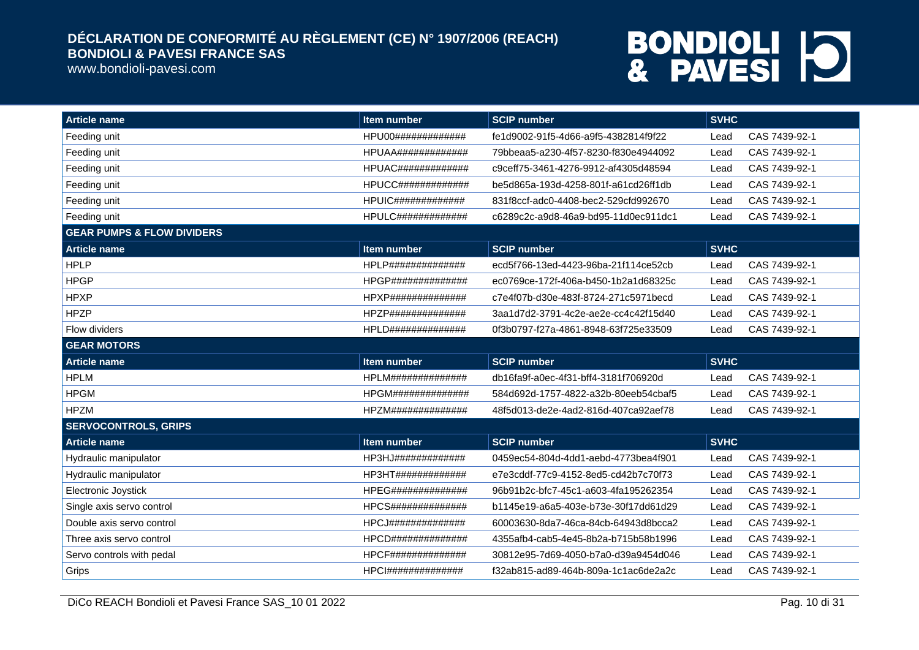| Article name | Item number | SCIP number | SVHC | |
|---|---|---|---|---|
| Feeding unit | HPU00############# | fe1d9002-91f5-4d66-a9f5-4382814f9f22 | Lead | CAS 7439-92-1 |
| Feeding unit | HPUAA############# | 79bbeaa5-a230-4f57-8230-f830e4944092 | Lead | CAS 7439-92-1 |
| Feeding unit | HPUAC############# | c9ceff75-3461-4276-9912-af4305d48594 | Lead | CAS 7439-92-1 |
| Feeding unit | HPUCC############# | be5d865a-193d-4258-801f-a61cd26ff1db | Lead | CAS 7439-92-1 |
| Feeding unit | HPUIC############# | 831f8ccf-adc0-4408-bec2-529cfd992670 | Lead | CAS 7439-92-1 |
| Feeding unit | HPULC############# | c6289c2c-a9d8-46a9-bd95-11d0ec911dc1 | Lead | CAS 7439-92-1 |
| **GEAR PUMPS & FLOW DIVIDERS** | | | | |
| **Article name** | **Item number** | **SCIP number** | **SVHC** | |
| HPLP | HPLP############## | ecd5f766-13ed-4423-96ba-21f114ce52cb | Lead | CAS 7439-92-1 |
| HPGP | HPGP############## | ec0769ce-172f-406a-b450-1b2a1d68325c | Lead | CAS 7439-92-1 |
| HPXP | HPXP############## | c7e4f07b-d30e-483f-8724-271c5971becd | Lead | CAS 7439-92-1 |
| HPZP | HPZP############## | 3aa1d7d2-3791-4c2e-ae2e-cc4c42f15d40 | Lead | CAS 7439-92-1 |
| Flow dividers | HPLD############## | 0f3b0797-f27a-4861-8948-63f725e33509 | Lead | CAS 7439-92-1 |
| **GEAR MOTORS** | | | | |
| **Article name** | **Item number** | **SCIP number** | **SVHC** | |
| HPLM | HPLM############## | db16fa9f-a0ec-4f31-bff4-3181f706920d | Lead | CAS 7439-92-1 |
| HPGM | HPGM############## | 584d692d-1757-4822-a32b-80eeb54cbaf5 | Lead | CAS 7439-92-1 |
| HPZM | HPZM############## | 48f5d013-de2e-4ad2-816d-407ca92aef78 | Lead | CAS 7439-92-1 |
| **SERVOCONTROLS, GRIPS** | | | | |
| **Article name** | **Item number** | **SCIP number** | **SVHC** | |
| Hydraulic manipulator | HP3HJ############# | 0459ec54-804d-4dd1-aebd-4773bea4f901 | Lead | CAS 7439-92-1 |
| Hydraulic manipulator | HP3HT############# | e7e3cddf-77c9-4152-8ed5-cd42b7c70f73 | Lead | CAS 7439-92-1 |
| Electronic Joystick | HPEG############## | 96b91b2c-bfc7-45c1-a603-4fa195262354 | Lead | CAS 7439-92-1 |
| Single axis servo control | HPCS############## | b1145e19-a6a5-403e-b73e-30f17dd61d29 | Lead | CAS 7439-92-1 |
| Double axis servo control | HPCJ############## | 60003630-8da7-46ca-84cb-64943d8bcca2 | Lead | CAS 7439-92-1 |
| Three axis servo control | HPCD############## | 4355afb4-cab5-4e45-8b2a-b715b58b1996 | Lead | CAS 7439-92-1 |
| Servo controls with pedal | HPCF############## | 30812e95-7d69-4050-b7a0-d39a9454d046 | Lead | CAS 7439-92-1 |
| Grips | HPCI############## | f32ab815-ad89-464b-809a-1c1ac6de2a2c | Lead | CAS 7439-92-1 |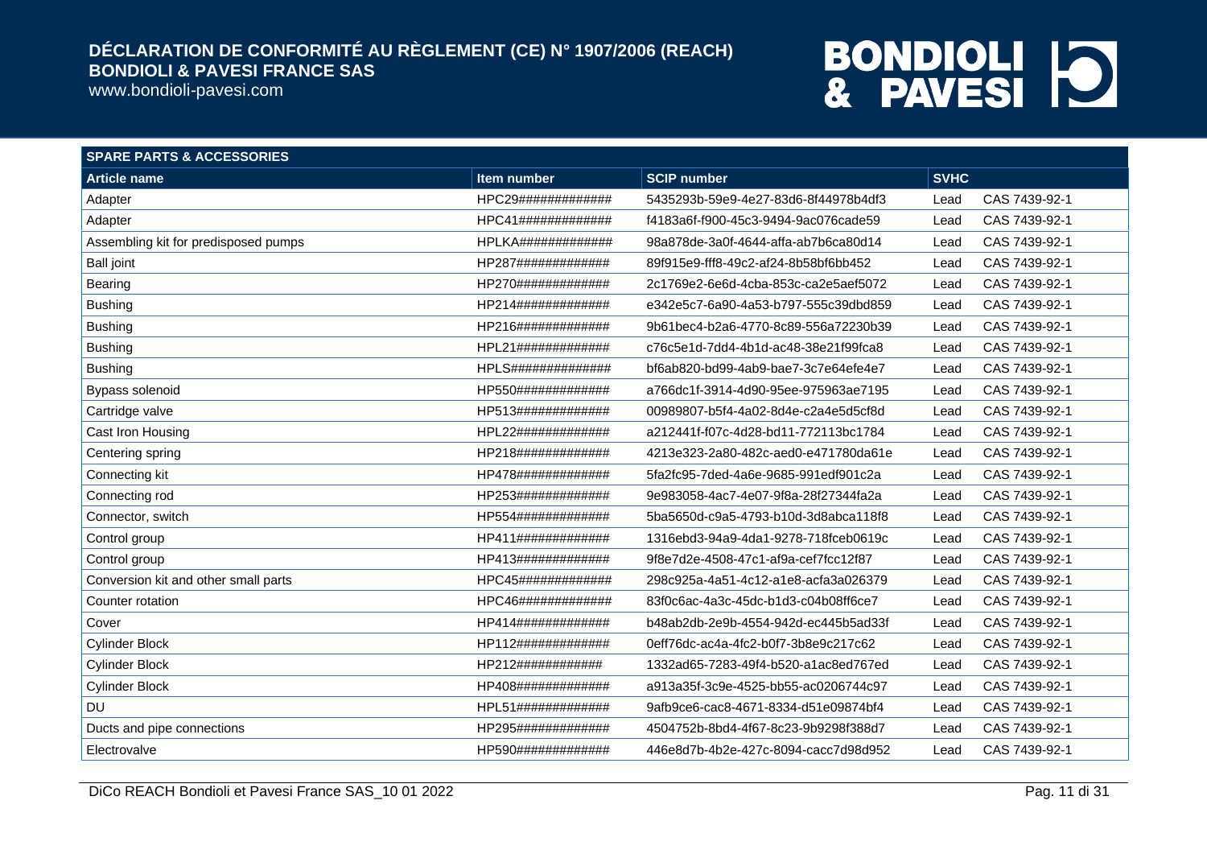| SPARE PARTS & ACCESSORIES | | | | |
|---|---|---|---|---|
| **Article name** | **Item number** | **SCIP number** | **SVHC** | |
| Adapter | HPC29############## | 5435293b-59e9-4e27-83d6-8f44978b4df3 | Lead | CAS 7439-92-1 |
| Adapter | HPC41############## | f4183a6f-f900-45c3-9494-9ac076cade59 | Lead | CAS 7439-92-1 |
| Assembling kit for predisposed pumps | HPLKA############## | 98a878de-3a0f-4644-affa-ab7b6ca80d14 | Lead | CAS 7439-92-1 |
| Ball joint | HP287############## | 89f915e9-fff8-49c2-af24-8b58bf6bb452 | Lead | CAS 7439-92-1 |
| Bearing | HP270############## | 2c1769e2-6e6d-4cba-853c-ca2e5aef5072 | Lead | CAS 7439-92-1 |
| Bushing | HP214############## | e342e5c7-6a90-4a53-b797-555c39dbd859 | Lead | CAS 7439-92-1 |
| Bushing | HP216############## | 9b61bec4-b2a6-4770-8c89-556a72230b39 | Lead | CAS 7439-92-1 |
| Bushing | HPL21############## | c76c5e1d-7dd4-4b1d-ac48-38e21f99fca8 | Lead | CAS 7439-92-1 |
| Bushing | HPLS############### | bf6ab820-bd99-4ab9-bae7-3c7e64efe4e7 | Lead | CAS 7439-92-1 |
| Bypass solenoid | HP550############## | a766dc1f-3914-4d90-95ee-975963ae7195 | Lead | CAS 7439-92-1 |
| Cartridge valve | HP513############## | 00989807-b5f4-4a02-8d4e-c2a4e5d5cf8d | Lead | CAS 7439-92-1 |
| Cast Iron Housing | HPL22############## | a212441f-f07c-4d28-bd11-772113bc1784 | Lead | CAS 7439-92-1 |
| Centering spring | HP218############## | 4213e323-2a80-482c-aed0-e471780da61e | Lead | CAS 7439-92-1 |
| Connecting kit | HP478############## | 5fa2fc95-7ded-4a6e-9685-991edf901c2a | Lead | CAS 7439-92-1 |
| Connecting rod | HP253############## | 9e983058-4ac7-4e07-9f8a-28f27344fa2a | Lead | CAS 7439-92-1 |
| Connector, switch | HP554############## | 5ba5650d-c9a5-4793-b10d-3d8abca118f8 | Lead | CAS 7439-92-1 |
| Control group | HP411############## | 1316ebd3-94a9-4da1-9278-718fceb0619c | Lead | CAS 7439-92-1 |
| Control group | HP413############## | 9f8e7d2e-4508-47c1-af9a-cef7fcc12f87 | Lead | CAS 7439-92-1 |
| Conversion kit and other small parts | HPC45############## | 298c925a-4a51-4c12-a1e8-acfa3a026379 | Lead | CAS 7439-92-1 |
| Counter rotation | HPC46############## | 83f0c6ac-4a3c-45dc-b1d3-c04b08ff6ce7 | Lead | CAS 7439-92-1 |
| Cover | HP414############## | b48ab2db-2e9b-4554-942d-ec445b5ad33f | Lead | CAS 7439-92-1 |
| Cylinder Block | HP112############## | 0eff76dc-ac4a-4fc2-b0f7-3b8e9c217c62 | Lead | CAS 7439-92-1 |
| Cylinder Block | HP212############# | 1332ad65-7283-49f4-b520-a1ac8ed767ed | Lead | CAS 7439-92-1 |
| Cylinder Block | HP408############## | a913a35f-3c9e-4525-bb55-ac0206744c97 | Lead | CAS 7439-92-1 |
| DU | HPL51############## | 9afb9ce6-cac8-4671-8334-d51e09874bf4 | Lead | CAS 7439-92-1 |
| Ducts and pipe connections | HP295############## | 4504752b-8bd4-4f67-8c23-9b9298f388d7 | Lead | CAS 7439-92-1 |
| Electrovalve | HP590############## | 446e8d7b-4b2e-427c-8094-cacc7d98d952 | Lead | CAS 7439-92-1 |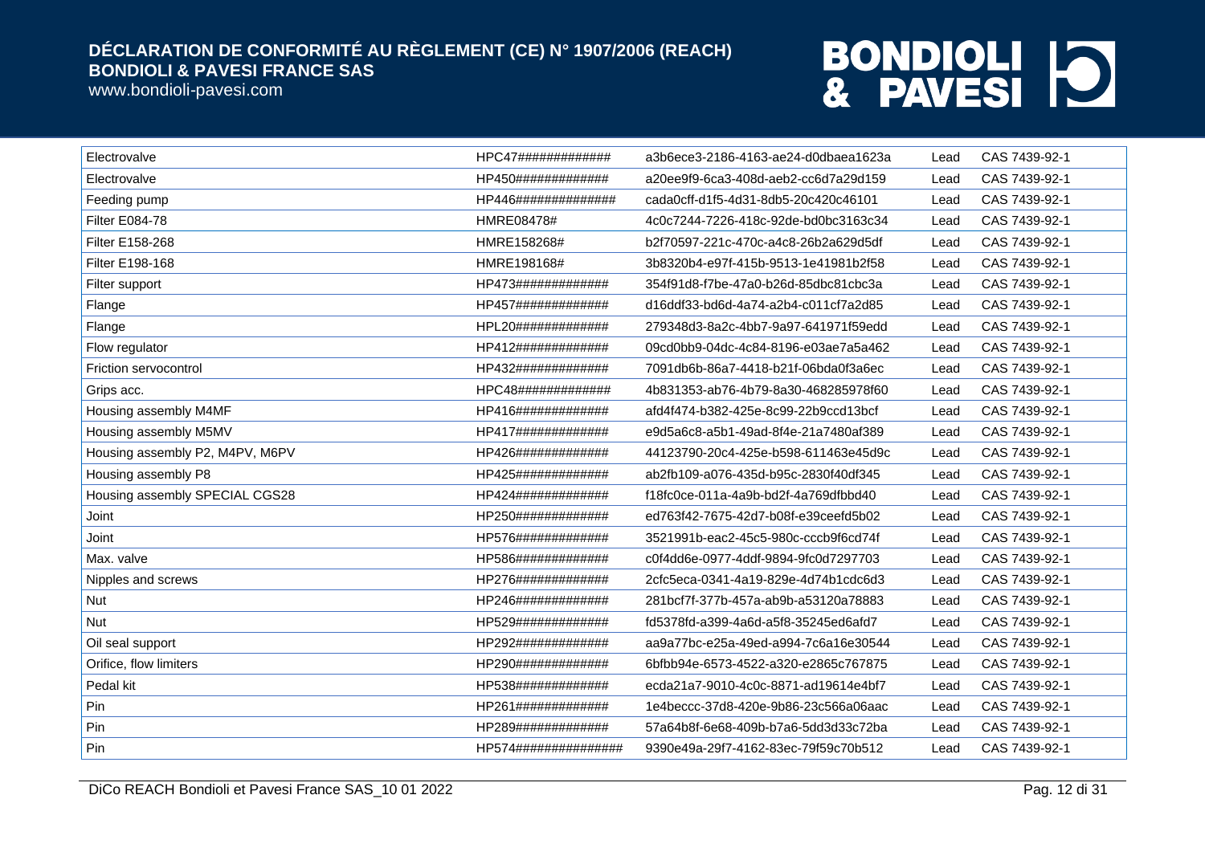| | | | | |
|---|---|---|---|---|
| Electrovalve | HPC47############## | a3b6ece3-2186-4163-ae24-d0dbaea1623a | Lead | CAS 7439-92-1 |
| Electrovalve | HP450############## | a20ee9f9-6ca3-408d-aeb2-cc6d7a29d159 | Lead | CAS 7439-92-1 |
| Feeding pump | HP446################ | cada0cff-d1f5-4d31-8db5-20c420c46101 | Lead | CAS 7439-92-1 |
| Filter E084-78 | HMRE08478# | 4c0c7244-7226-418c-92de-bd0bc3163c34 | Lead | CAS 7439-92-1 |
| Filter E158-268 | HMRE158268# | b2f70597-221c-470c-a4c8-26b2a629d5df | Lead | CAS 7439-92-1 |
| Filter E198-168 | HMRE198168# | 3b8320b4-e97f-415b-9513-1e41981b2f58 | Lead | CAS 7439-92-1 |
| Filter support | HP473############## | 354f91d8-f7be-47a0-b26d-85dbc81cbc3a | Lead | CAS 7439-92-1 |
| Flange | HP457############## | d16ddf33-bd6d-4a74-a2b4-c011cf7a2d85 | Lead | CAS 7439-92-1 |
| Flange | HPL20############## | 279348d3-8a2c-4bb7-9a97-641971f59edd | Lead | CAS 7439-92-1 |
| Flow regulator | HP412############## | 09cd0bb9-04dc-4c84-8196-e03ae7a5a462 | Lead | CAS 7439-92-1 |
| Friction servocontrol | HP432############## | 7091db6b-86a7-4418-b21f-06bda0f3a6ec | Lead | CAS 7439-92-1 |
| Grips acc. | HPC48############## | 4b831353-ab76-4b79-8a30-468285978f60 | Lead | CAS 7439-92-1 |
| Housing assembly M4MF | HP416############## | afd4f474-b382-425e-8c99-22b9ccd13bcf | Lead | CAS 7439-92-1 |
| Housing assembly M5MV | HP417############## | e9d5a6c8-a5b1-49ad-8f4e-21a7480af389 | Lead | CAS 7439-92-1 |
| Housing assembly P2, M4PV, M6PV | HP426############## | 44123790-20c4-425e-b598-611463e45d9c | Lead | CAS 7439-92-1 |
| Housing assembly P8 | HP425############## | ab2fb109-a076-435d-b95c-2830f40df345 | Lead | CAS 7439-92-1 |
| Housing assembly SPECIAL CGS28 | HP424############## | f18fc0ce-011a-4a9b-bd2f-4a769dfbbd40 | Lead | CAS 7439-92-1 |
| Joint | HP250############## | ed763f42-7675-42d7-b08f-e39ceefd5b02 | Lead | CAS 7439-92-1 |
| Joint | HP576############## | 3521991b-eac2-45c5-980c-cccb9f6cd74f | Lead | CAS 7439-92-1 |
| Max. valve | HP586############## | c0f4dd6e-0977-4ddf-9894-9fc0d7297703 | Lead | CAS 7439-92-1 |
| Nipples and screws | HP276############## | 2cfc5eca-0341-4a19-829e-4d74b1cdc6d3 | Lead | CAS 7439-92-1 |
| Nut | HP246############## | 281bcf7f-377b-457a-ab9b-a53120a78883 | Lead | CAS 7439-92-1 |
| Nut | HP529############## | fd5378fd-a399-4a6d-a5f8-35245ed6afd7 | Lead | CAS 7439-92-1 |
| Oil seal support | HP292############## | aa9a77bc-e25a-49ed-a994-7c6a16e30544 | Lead | CAS 7439-92-1 |
| Orifice, flow limiters | HP290############## | 6bfbb94e-6573-4522-a320-e2865c767875 | Lead | CAS 7439-92-1 |
| Pedal kit | HP538############## | ecda21a7-9010-4c0c-8871-ad19614e4bf7 | Lead | CAS 7439-92-1 |
| Pin | HP261############## | 1e4beccc-37d8-420e-9b86-23c566a06aac | Lead | CAS 7439-92-1 |
| Pin | HP289############## | 57a64b8f-6e68-409b-b7a6-5dd3d33c72ba | Lead | CAS 7439-92-1 |
| Pin | HP574################ | 9390e49a-29f7-4162-83ec-79f59c70b512 | Lead | CAS 7439-92-1 |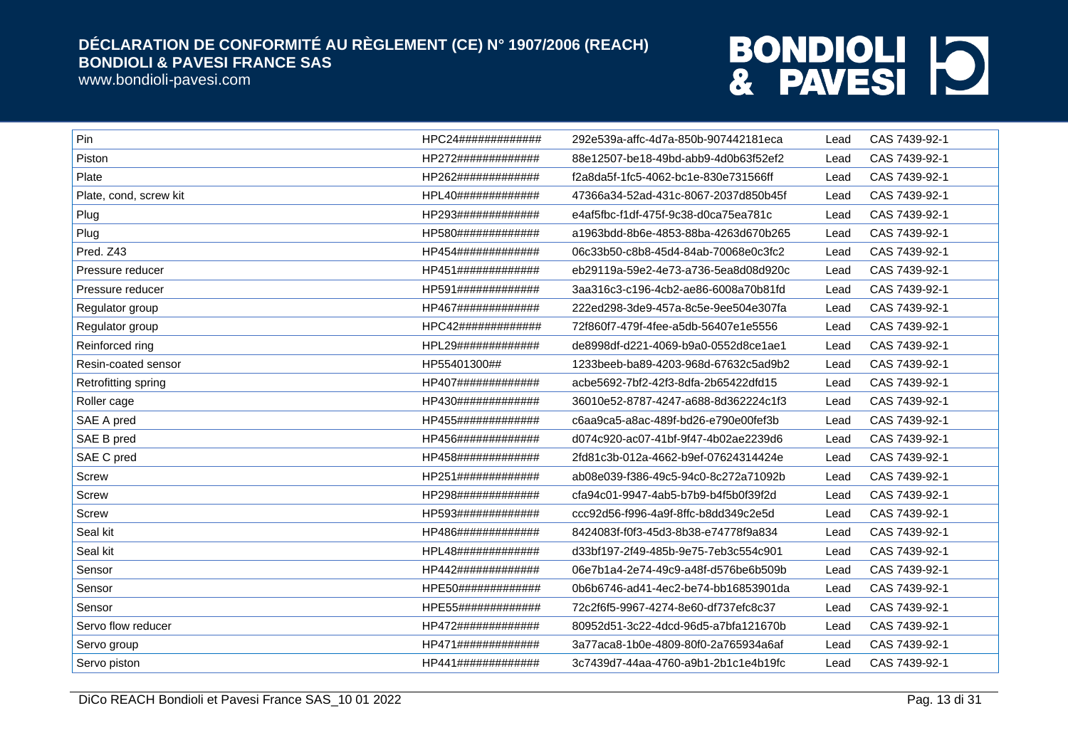| Pin | HPC24############ | 292e539a-affc-4d7a-850b-907442181eca | Lead | CAS 7439-92-1 |
|---|---|---|---|---|
| Piston | HP272############ | 88e12507-be18-49bd-abb9-4d0b63f52ef2 | Lead | CAS 7439-92-1 |
| Plate | HP262############ | f2a8da5f-1fc5-4062-bc1e-830e731566ff | Lead | CAS 7439-92-1 |
| Plate, cond, screw kit | HPL40############ | 47366a34-52ad-431c-8067-2037d850b45f | Lead | CAS 7439-92-1 |
| Plug | HP293############ | e4af5fbc-f1df-475f-9c38-d0ca75ea781c | Lead | CAS 7439-92-1 |
| Plug | HP580############ | a1963bdd-8b6e-4853-88ba-4263d670b265 | Lead | CAS 7439-92-1 |
| Pred. Z43 | HP454############ | 06c33b50-c8b8-45d4-84ab-70068e0c3fc2 | Lead | CAS 7439-92-1 |
| Pressure reducer | HP451############ | eb29119a-59e2-4e73-a736-5ea8d08d920c | Lead | CAS 7439-92-1 |
| Pressure reducer | HP591############ | 3aa316c3-c196-4cb2-ae86-6008a70b81fd | Lead | CAS 7439-92-1 |
| Regulator group | HP467############ | 222ed298-3de9-457a-8c5e-9ee504e307fa | Lead | CAS 7439-92-1 |
| Regulator group | HPC42############ | 72f860f7-479f-4fee-a5db-56407e1e5556 | Lead | CAS 7439-92-1 |
| Reinforced ring | HPL29############ | de8998df-d221-4069-b9a0-0552d8ce1ae1 | Lead | CAS 7439-92-1 |
| Resin-coated sensor | HP55401300## | 1233beeb-ba89-4203-968d-67632c5ad9b2 | Lead | CAS 7439-92-1 |
| Retrofitting spring | HP407############ | acbe5692-7bf2-42f3-8dfa-2b65422dfd15 | Lead | CAS 7439-92-1 |
| Roller cage | HP430############ | 36010e52-8787-4247-a688-8d362224c1f3 | Lead | CAS 7439-92-1 |
| SAE A pred | HP455############ | c6aa9ca5-a8ac-489f-bd26-e790e00fef3b | Lead | CAS 7439-92-1 |
| SAE B pred | HP456############ | d074c920-ac07-41bf-9f47-4b02ae2239d6 | Lead | CAS 7439-92-1 |
| SAE C pred | HP458############ | 2fd81c3b-012a-4662-b9ef-07624314424e | Lead | CAS 7439-92-1 |
| Screw | HP251############ | ab08e039-f386-49c5-94c0-8c272a71092b | Lead | CAS 7439-92-1 |
| Screw | HP298############ | cfa94c01-9947-4ab5-b7b9-b4f5b0f39f2d | Lead | CAS 7439-92-1 |
| Screw | HP593############ | ccc92d56-f996-4a9f-8ffc-b8dd349c2e5d | Lead | CAS 7439-92-1 |
| Seal kit | HP486############ | 8424083f-f0f3-45d3-8b38-e74778f9a834 | Lead | CAS 7439-92-1 |
| Seal kit | HPL48############ | d33bf197-2f49-485b-9e75-7eb3c554c901 | Lead | CAS 7439-92-1 |
| Sensor | HP442############ | 06e7b1a4-2e74-49c9-a48f-d576be6b509b | Lead | CAS 7439-92-1 |
| Sensor | HPE50############ | 0b6b6746-ad41-4ec2-be74-bb16853901da | Lead | CAS 7439-92-1 |
| Sensor | HPE55############ | 72c2f6f5-9967-4274-8e60-df737efc8c37 | Lead | CAS 7439-92-1 |
| Servo flow reducer | HP472############ | 80952d51-3c22-4dcd-96d5-a7bfa121670b | Lead | CAS 7439-92-1 |
| Servo group | HP471############ | 3a77aca8-1b0e-4809-80f0-2a765934a6af | Lead | CAS 7439-92-1 |
| Servo piston | HP441############ | 3c7439d7-44aa-4760-a9b1-2b1c1e4b19fc | Lead | CAS 7439-92-1 |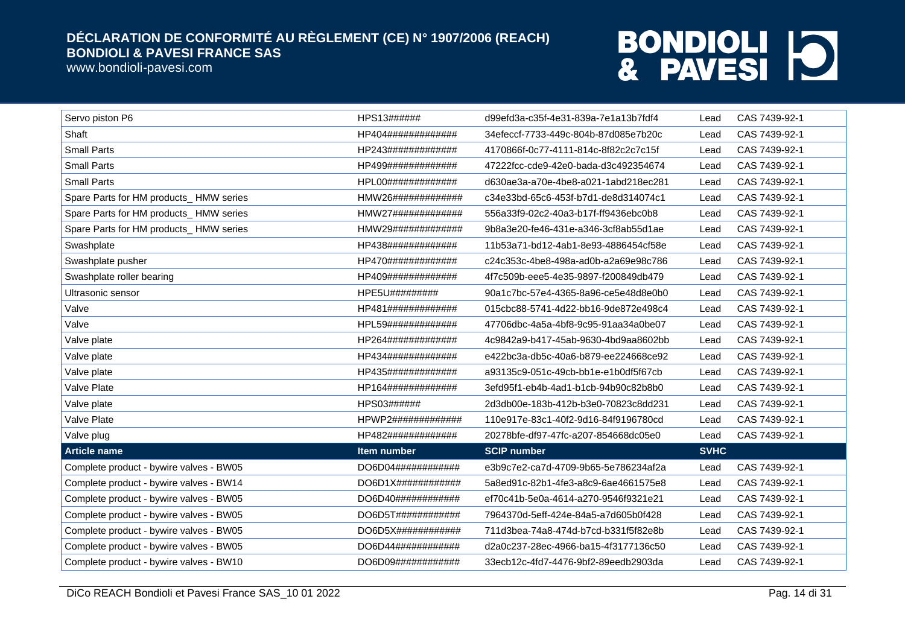| Servo piston P6 | HPS13###### | d99efd3a-c35f-4e31-839a-7e1a13b7fdf4 | Lead | CAS 7439-92-1 |
|---|---|---|---|---|
| Shaft | HP404############# | 34efeccf-7733-449c-804b-87d085e7b20c | Lead | CAS 7439-92-1 |
| Small Parts | HP243############# | 4170866f-0c77-4111-814c-8f82c2c7c15f | Lead | CAS 7439-92-1 |
| Small Parts | HP499############# | 47222fcc-cde9-42e0-bada-d3c492354674 | Lead | CAS 7439-92-1 |
| Small Parts | HPL00############# | d630ae3a-a70e-4be8-a021-1abd218ec281 | Lead | CAS 7439-92-1 |
| Spare Parts for HM products_ HMW series | HMW26############# | c34e33bd-65c6-453f-b7d1-de8d314074c1 | Lead | CAS 7439-92-1 |
| Spare Parts for HM products_ HMW series | HMW27############# | 556a33f9-02c2-40a3-b17f-ff9436ebc0b8 | Lead | CAS 7439-92-1 |
| Spare Parts for HM products_ HMW series | HMW29############# | 9b8a3e20-fe46-431e-a346-3cf8ab55d1ae | Lead | CAS 7439-92-1 |
| Swashplate | HP438############# | 11b53a71-bd12-4ab1-8e93-4886454cf58e | Lead | CAS 7439-92-1 |
| Swashplate pusher | HP470############# | c24c353c-4be8-498a-ad0b-a2a69e98c786 | Lead | CAS 7439-92-1 |
| Swashplate roller bearing | HP409############# | 4f7c509b-eee5-4e35-9897-f200849db479 | Lead | CAS 7439-92-1 |
| Ultrasonic sensor | HPE5U######### | 90a1c7bc-57e4-4365-8a96-ce5e48d8e0b0 | Lead | CAS 7439-92-1 |
| Valve | HP481############# | 015cbc88-5741-4d22-bb16-9de872e498c4 | Lead | CAS 7439-92-1 |
| Valve | HPL59############# | 47706dbc-4a5a-4bf8-9c95-91aa34a0be07 | Lead | CAS 7439-92-1 |
| Valve plate | HP264############# | 4c9842a9-b417-45ab-9630-4bd9aa8602bb | Lead | CAS 7439-92-1 |
| Valve plate | HP434############# | e422bc3a-db5c-40a6-b879-ee224668ce92 | Lead | CAS 7439-92-1 |
| Valve plate | HP435############# | a93135c9-051c-49cb-bb1e-e1b0df5f67cb | Lead | CAS 7439-92-1 |
| Valve Plate | HP164############# | 3efd95f1-eb4b-4ad1-b1cb-94b90c82b8b0 | Lead | CAS 7439-92-1 |
| Valve plate | HPS03###### | 2d3db00e-183b-412b-b3e0-70823c8dd231 | Lead | CAS 7439-92-1 |
| Valve Plate | HPWP2############# | 110e917e-83c1-40f2-9d16-84f9196780cd | Lead | CAS 7439-92-1 |
| Valve plug | HP482############# | 20278bfe-df97-47fc-a207-854668dc05e0 | Lead | CAS 7439-92-1 |

| Article name | Item number | SCIP number | SVHC | |
|---|---|---|---|---|
| Complete product - bywire valves - BW05 | DO6D04############ | e3b9c7e2-ca7d-4709-9b65-5e786234af2a | Lead | CAS 7439-92-1 |
| Complete product - bywire valves - BW14 | DO6D1X############ | 5a8ed91c-82b1-4fe3-a8c9-6ae4661575e8 | Lead | CAS 7439-92-1 |
| Complete product - bywire valves - BW05 | DO6D40############ | ef70c41b-5e0a-4614-a270-9546f9321e21 | Lead | CAS 7439-92-1 |
| Complete product - bywire valves - BW05 | DO6D5T############ | 7964370d-5eff-424e-84a5-a7d605b0f428 | Lead | CAS 7439-92-1 |
| Complete product - bywire valves - BW05 | DO6D5X############ | 711d3bea-74a8-474d-b7cd-b331f5f82e8b | Lead | CAS 7439-92-1 |
| Complete product - bywire valves - BW05 | DO6D44############ | d2a0c237-28ec-4966-ba15-4f3177136c50 | Lead | CAS 7439-92-1 |
| Complete product - bywire valves - BW10 | DO6D09############ | 33ecb12c-4fd7-4476-9bf2-89eedb2903da | Lead | CAS 7439-92-1 |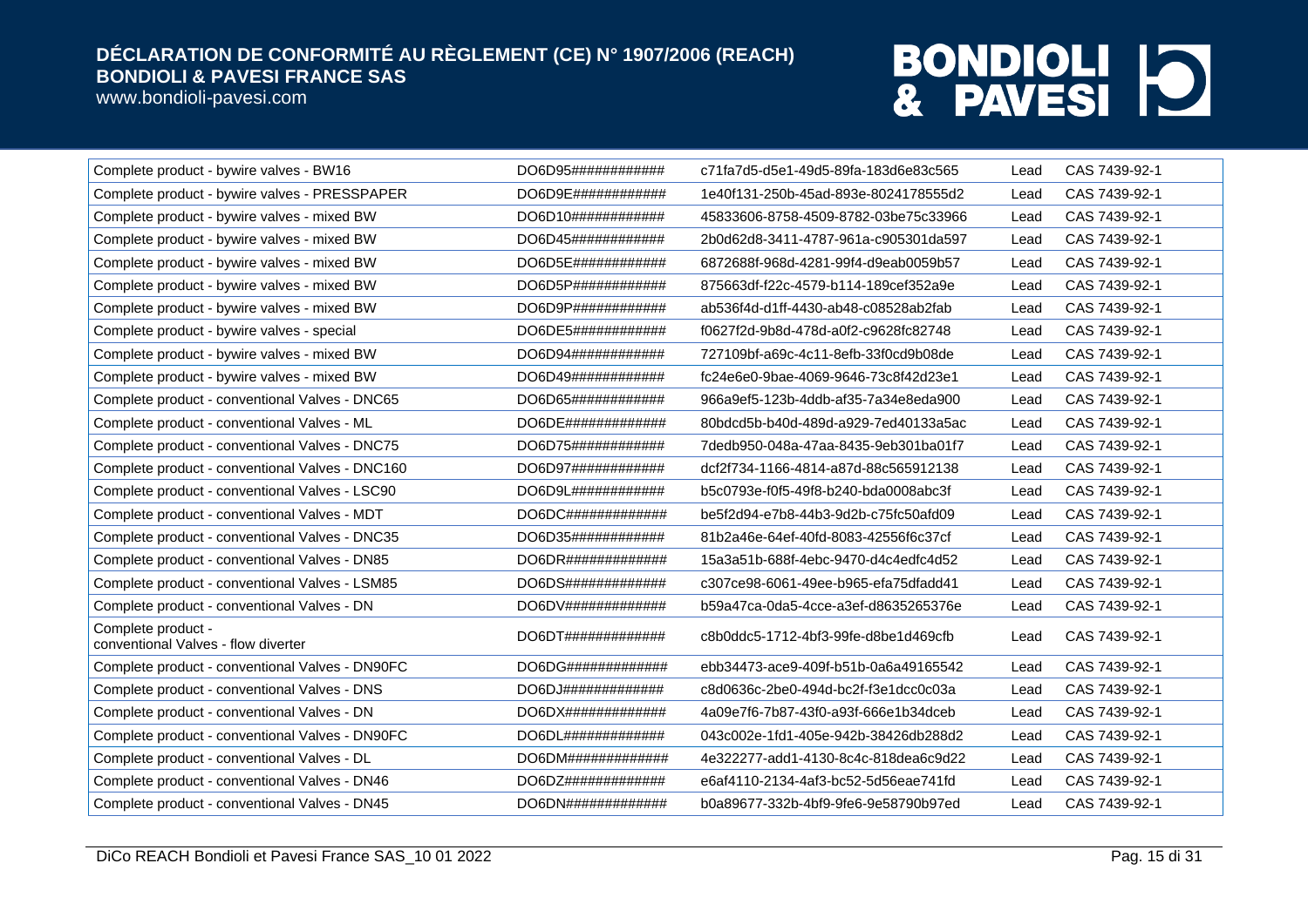| Complete product - bywire valves - BW16 | DO6D95############ | c71fa7d5-d5e1-49d5-89fa-183d6e83c565 | Lead | CAS 7439-92-1 |
|---|---|---|---|---|
| Complete product - bywire valves - PRESSPAPER | DO6D9E############ | 1e40f131-250b-45ad-893e-8024178555d2 | Lead | CAS 7439-92-1 |
| Complete product - bywire valves - mixed BW | DO6D10############ | 45833606-8758-4509-8782-03be75c33966 | Lead | CAS 7439-92-1 |
| Complete product - bywire valves - mixed BW | DO6D45############ | 2b0d62d8-3411-4787-961a-c905301da597 | Lead | CAS 7439-92-1 |
| Complete product - bywire valves - mixed BW | DO6D5E############ | 6872688f-968d-4281-99f4-d9eab0059b57 | Lead | CAS 7439-92-1 |
| Complete product - bywire valves - mixed BW | DO6D5P############ | 875663df-f22c-4579-b114-189cef352a9e | Lead | CAS 7439-92-1 |
| Complete product - bywire valves - mixed BW | DO6D9P############ | ab536f4d-d1ff-4430-ab48-c08528ab2fab | Lead | CAS 7439-92-1 |
| Complete product - bywire valves - special | DO6DE5############ | f0627f2d-9b8d-478d-a0f2-c9628fc82748 | Lead | CAS 7439-92-1 |
| Complete product - bywire valves - mixed BW | DO6D94############ | 727109bf-a69c-4c11-8efb-33f0cd9b08de | Lead | CAS 7439-92-1 |
| Complete product - bywire valves - mixed BW | DO6D49############ | fc24e6e0-9bae-4069-9646-73c8f42d23e1 | Lead | CAS 7439-92-1 |
| Complete product - conventional Valves - DNC65 | DO6D65############ | 966a9ef5-123b-4ddb-af35-7a34e8eda900 | Lead | CAS 7439-92-1 |
| Complete product - conventional Valves - ML | DO6DE############# | 80bdcd5b-b40d-489d-a929-7ed40133a5ac | Lead | CAS 7439-92-1 |
| Complete product - conventional Valves - DNC75 | DO6D75############ | 7dedb950-048a-47aa-8435-9eb301ba01f7 | Lead | CAS 7439-92-1 |
| Complete product - conventional Valves - DNC160 | DO6D97############ | dcf2f734-1166-4814-a87d-88c565912138 | Lead | CAS 7439-92-1 |
| Complete product - conventional Valves - LSC90 | DO6D9L############ | b5c0793e-f0f5-49f8-b240-bda0008abc3f | Lead | CAS 7439-92-1 |
| Complete product - conventional Valves - MDT | DO6DC############# | be5f2d94-e7b8-44b3-9d2b-c75fc50afd09 | Lead | CAS 7439-92-1 |
| Complete product - conventional Valves - DNC35 | DO6D35############ | 81b2a46e-64ef-40fd-8083-42556f6c37cf | Lead | CAS 7439-92-1 |
| Complete product - conventional Valves - DN85 | DO6DR############# | 15a3a51b-688f-4ebc-9470-d4c4edfc4d52 | Lead | CAS 7439-92-1 |
| Complete product - conventional Valves - LSM85 | DO6DS############# | c307ce98-6061-49ee-b965-efa75dfadd41 | Lead | CAS 7439-92-1 |
| Complete product - conventional Valves - DN | DO6DV############# | b59a47ca-0da5-4cce-a3ef-d8635265376e | Lead | CAS 7439-92-1 |
| Complete product - conventional Valves - flow diverter | DO6DT############# | c8b0ddc5-1712-4bf3-99fe-d8be1d469cfb | Lead | CAS 7439-92-1 |
| Complete product - conventional Valves - DN90FC | DO6DG############# | ebb34473-ace9-409f-b51b-0a6a49165542 | Lead | CAS 7439-92-1 |
| Complete product - conventional Valves - DNS | DO6DJ############# | c8d0636c-2be0-494d-bc2f-f3e1dcc0c03a | Lead | CAS 7439-92-1 |
| Complete product - conventional Valves - DN | DO6DX############# | 4a09e7f6-7b87-43f0-a93f-666e1b34dceb | Lead | CAS 7439-92-1 |
| Complete product - conventional Valves - DN90FC | DO6DL############# | 043c002e-1fd1-405e-942b-38426db288d2 | Lead | CAS 7439-92-1 |
| Complete product - conventional Valves - DL | DO6DM############# | 4e322277-add1-4130-8c4c-818dea6c9d22 | Lead | CAS 7439-92-1 |
| Complete product - conventional Valves - DN46 | DO6DZ############# | e6af4110-2134-4af3-bc52-5d56eae741fd | Lead | CAS 7439-92-1 |
| Complete product - conventional Valves - DN45 | DO6DN############# | b0a89677-332b-4bf9-9fe6-9e58790b97ed | Lead | CAS 7439-92-1 |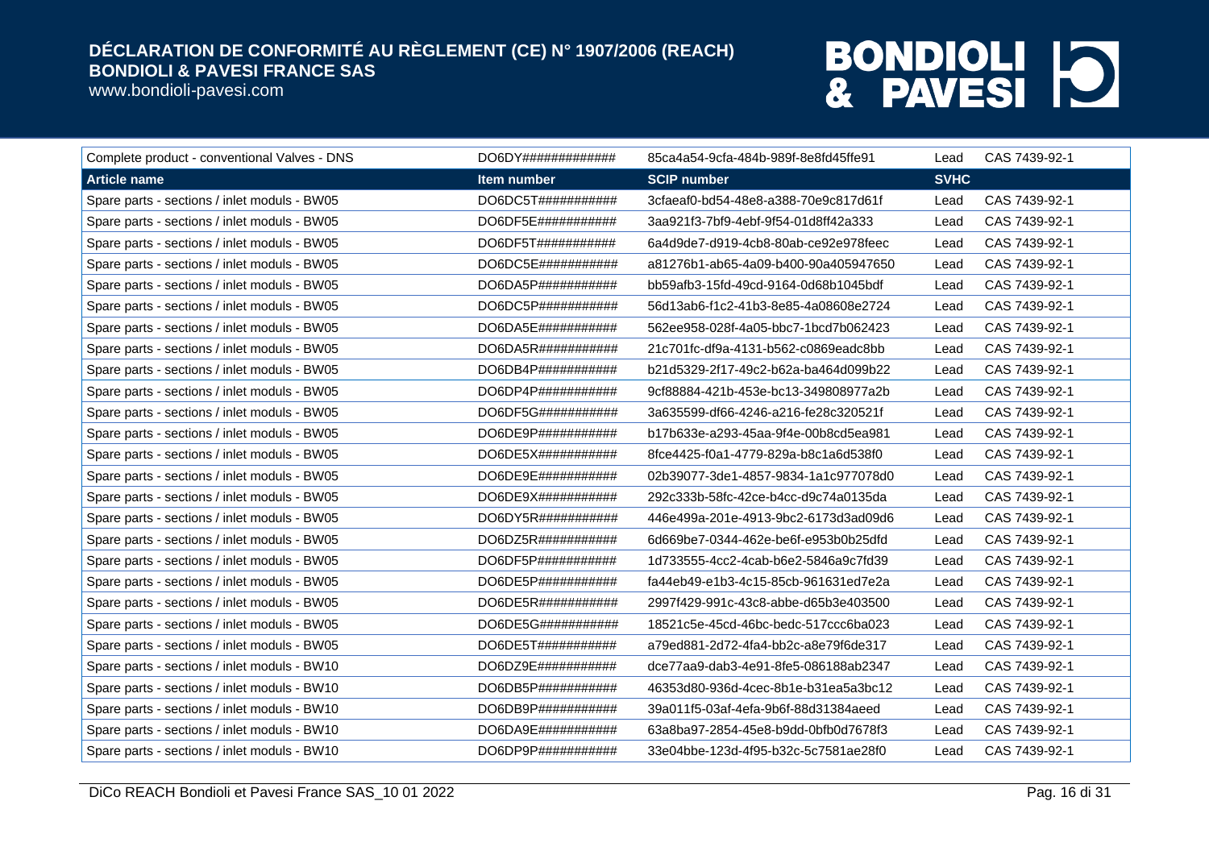| Complete product - conventional Valves - DNS | DO6DY############ | 85ca4a54-9cfa-484b-989f-8e8fd45ffe91 | Lead | CAS 7439-92-1 |
|---|---|---|---|---|
| **Article name** | **Item number** | **SCIP number** | **SVHC** | |
| Spare parts - sections / inlet moduls - BW05 | DO6DC5T########### | 3cfaeaf0-bd54-48e8-a388-70e9c817d61f | Lead | CAS 7439-92-1 |
| Spare parts - sections / inlet moduls - BW05 | DO6DF5E########### | 3aa921f3-7bf9-4ebf-9f54-01d8ff42a333 | Lead | CAS 7439-92-1 |
| Spare parts - sections / inlet moduls - BW05 | DO6DF5T########### | 6a4d9de7-d919-4cb8-80ab-ce92e978feec | Lead | CAS 7439-92-1 |
| Spare parts - sections / inlet moduls - BW05 | DO6DC5E########### | a81276b1-ab65-4a09-b400-90a405947650 | Lead | CAS 7439-92-1 |
| Spare parts - sections / inlet moduls - BW05 | DO6DA5P########### | bb59afb3-15fd-49cd-9164-0d68b1045bdf | Lead | CAS 7439-92-1 |
| Spare parts - sections / inlet moduls - BW05 | DO6DC5P########### | 56d13ab6-f1c2-41b3-8e85-4a08608e2724 | Lead | CAS 7439-92-1 |
| Spare parts - sections / inlet moduls - BW05 | DO6DA5E########### | 562ee958-028f-4a05-bbc7-1bcd7b062423 | Lead | CAS 7439-92-1 |
| Spare parts - sections / inlet moduls - BW05 | DO6DA5R########### | 21c701fc-df9a-4131-b562-c0869eadc8bb | Lead | CAS 7439-92-1 |
| Spare parts - sections / inlet moduls - BW05 | DO6DB4P########### | b21d5329-2f17-49c2-b62a-ba464d099b22 | Lead | CAS 7439-92-1 |
| Spare parts - sections / inlet moduls - BW05 | DO6DP4P########### | 9cf88884-421b-453e-bc13-349808977a2b | Lead | CAS 7439-92-1 |
| Spare parts - sections / inlet moduls - BW05 | DO6DF5G########### | 3a635599-df66-4246-a216-fe28c320521f | Lead | CAS 7439-92-1 |
| Spare parts - sections / inlet moduls - BW05 | DO6DE9P########### | b17b633e-a293-45aa-9f4e-00b8cd5ea981 | Lead | CAS 7439-92-1 |
| Spare parts - sections / inlet moduls - BW05 | DO6DE5X########### | 8fce4425-f0a1-4779-829a-b8c1a6d538f0 | Lead | CAS 7439-92-1 |
| Spare parts - sections / inlet moduls - BW05 | DO6DE9E########### | 02b39077-3de1-4857-9834-1a1c977078d0 | Lead | CAS 7439-92-1 |
| Spare parts - sections / inlet moduls - BW05 | DO6DE9X########### | 292c333b-58fc-42ce-b4cc-d9c74a0135da | Lead | CAS 7439-92-1 |
| Spare parts - sections / inlet moduls - BW05 | DO6DY5R########### | 446e499a-201e-4913-9bc2-6173d3ad09d6 | Lead | CAS 7439-92-1 |
| Spare parts - sections / inlet moduls - BW05 | DO6DZ5R########### | 6d669be7-0344-462e-be6f-e953b0b25dfd | Lead | CAS 7439-92-1 |
| Spare parts - sections / inlet moduls - BW05 | DO6DF5P########### | 1d733555-4cc2-4cab-b6e2-5846a9c7fd39 | Lead | CAS 7439-92-1 |
| Spare parts - sections / inlet moduls - BW05 | DO6DE5P########### | fa44eb49-e1b3-4c15-85cb-961631ed7e2a | Lead | CAS 7439-92-1 |
| Spare parts - sections / inlet moduls - BW05 | DO6DE5R########### | 2997f429-991c-43c8-abbe-d65b3e403500 | Lead | CAS 7439-92-1 |
| Spare parts - sections / inlet moduls - BW05 | DO6DE5G########### | 18521c5e-45cd-46bc-bedc-517ccc6ba023 | Lead | CAS 7439-92-1 |
| Spare parts - sections / inlet moduls - BW05 | DO6DE5T########### | a79ed881-2d72-4fa4-bb2c-a8e79f6de317 | Lead | CAS 7439-92-1 |
| Spare parts - sections / inlet moduls - BW10 | DO6DZ9E########### | dce77aa9-dab3-4e91-8fe5-086188ab2347 | Lead | CAS 7439-92-1 |
| Spare parts - sections / inlet moduls - BW10 | DO6DB5P########### | 46353d80-936d-4cec-8b1e-b31ea5a3bc12 | Lead | CAS 7439-92-1 |
| Spare parts - sections / inlet moduls - BW10 | DO6DB9P########### | 39a011f5-03af-4efa-9b6f-88d31384aeed | Lead | CAS 7439-92-1 |
| Spare parts - sections / inlet moduls - BW10 | DO6DA9E########### | 63a8ba97-2854-45e8-b9dd-0bfb0d7678f3 | Lead | CAS 7439-92-1 |
| Spare parts - sections / inlet moduls - BW10 | DO6DP9P########### | 33e04bbe-123d-4f95-b32c-5c7581ae28f0 | Lead | CAS 7439-92-1 |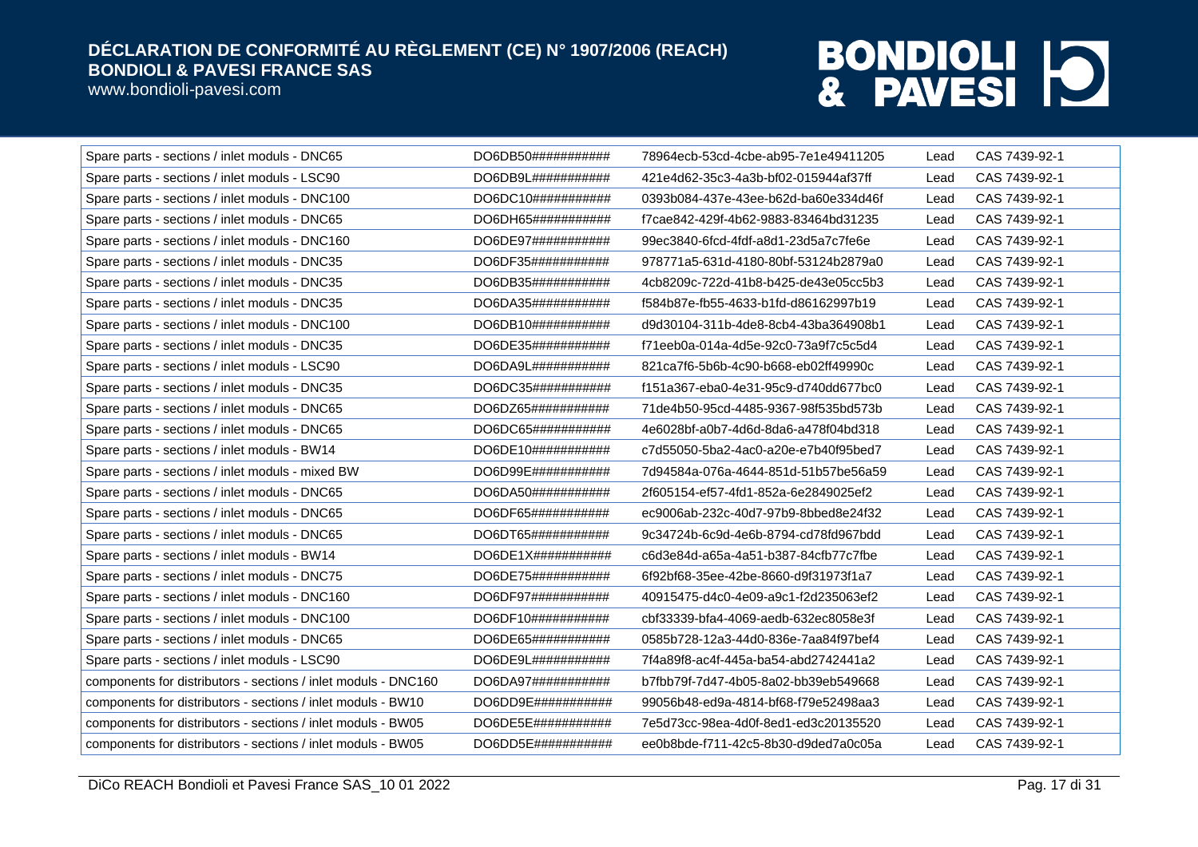| Spare parts - sections / inlet moduls - DNC65 | DO6DB50########### | 78964ecb-53cd-4cbe-ab95-7e1e49411205 | Lead | CAS 7439-92-1 |
|---|---|---|---|---|
| Spare parts - sections / inlet moduls - LSC90 | DO6DB9L########### | 421e4d62-35c3-4a3b-bf02-015944af37ff | Lead | CAS 7439-92-1 |
| Spare parts - sections / inlet moduls - DNC100 | DO6DC10########### | 0393b084-437e-43ee-b62d-ba60e334d46f | Lead | CAS 7439-92-1 |
| Spare parts - sections / inlet moduls - DNC65 | DO6DH65########### | f7cae842-429f-4b62-9883-83464bd31235 | Lead | CAS 7439-92-1 |
| Spare parts - sections / inlet moduls - DNC160 | DO6DE97########### | 99ec3840-6fcd-4fdf-a8d1-23d5a7c7fe6e | Lead | CAS 7439-92-1 |
| Spare parts - sections / inlet moduls - DNC35 | DO6DF35########### | 978771a5-631d-4180-80bf-53124b2879a0 | Lead | CAS 7439-92-1 |
| Spare parts - sections / inlet moduls - DNC35 | DO6DB35########### | 4cb8209c-722d-41b8-b425-de43e05cc5b3 | Lead | CAS 7439-92-1 |
| Spare parts - sections / inlet moduls - DNC35 | DO6DA35########### | f584b87e-fb55-4633-b1fd-d86162997b19 | Lead | CAS 7439-92-1 |
| Spare parts - sections / inlet moduls - DNC100 | DO6DB10########### | d9d30104-311b-4de8-8cb4-43ba364908b1 | Lead | CAS 7439-92-1 |
| Spare parts - sections / inlet moduls - DNC35 | DO6DE35########### | f71eeb0a-014a-4d5e-92c0-73a9f7c5c5d4 | Lead | CAS 7439-92-1 |
| Spare parts - sections / inlet moduls - LSC90 | DO6DA9L########### | 821ca7f6-5b6b-4c90-b668-eb02ff49990c | Lead | CAS 7439-92-1 |
| Spare parts - sections / inlet moduls - DNC35 | DO6DC35########### | f151a367-eba0-4e31-95c9-d740dd677bc0 | Lead | CAS 7439-92-1 |
| Spare parts - sections / inlet moduls - DNC65 | DO6DZ65########### | 71de4b50-95cd-4485-9367-98f535bd573b | Lead | CAS 7439-92-1 |
| Spare parts - sections / inlet moduls - DNC65 | DO6DC65########### | 4e6028bf-a0b7-4d6d-8da6-a478f04bd318 | Lead | CAS 7439-92-1 |
| Spare parts - sections / inlet moduls - BW14 | DO6DE10########### | c7d55050-5ba2-4ac0-a20e-e7b40f95bed7 | Lead | CAS 7439-92-1 |
| Spare parts - sections / inlet moduls - mixed BW | DO6D99E########### | 7d94584a-076a-4644-851d-51b57be56a59 | Lead | CAS 7439-92-1 |
| Spare parts - sections / inlet moduls - DNC65 | DO6DA50########### | 2f605154-ef57-4fd1-852a-6e2849025ef2 | Lead | CAS 7439-92-1 |
| Spare parts - sections / inlet moduls - DNC65 | DO6DF65########### | ec9006ab-232c-40d7-97b9-8bbed8e24f32 | Lead | CAS 7439-92-1 |
| Spare parts - sections / inlet moduls - DNC65 | DO6DT65########### | 9c34724b-6c9d-4e6b-8794-cd78fd967bdd | Lead | CAS 7439-92-1 |
| Spare parts - sections / inlet moduls - BW14 | DO6DE1X########### | c6d3e84d-a65a-4a51-b387-84cfb77c7fbe | Lead | CAS 7439-92-1 |
| Spare parts - sections / inlet moduls - DNC75 | DO6DE75########### | 6f92bf68-35ee-42be-8660-d9f31973f1a7 | Lead | CAS 7439-92-1 |
| Spare parts - sections / inlet moduls - DNC160 | DO6DF97########### | 40915475-d4c0-4e09-a9c1-f2d235063ef2 | Lead | CAS 7439-92-1 |
| Spare parts - sections / inlet moduls - DNC100 | DO6DF10########### | cbf33339-bfa4-4069-aedb-632ec8058e3f | Lead | CAS 7439-92-1 |
| Spare parts - sections / inlet moduls - DNC65 | DO6DE65########### | 0585b728-12a3-44d0-836e-7aa84f97bef4 | Lead | CAS 7439-92-1 |
| Spare parts - sections / inlet moduls - LSC90 | DO6DE9L########### | 7f4a89f8-ac4f-445a-ba54-abd2742441a2 | Lead | CAS 7439-92-1 |
| components for distributors - sections / inlet moduls - DNC160 | DO6DA97########### | b7fbb79f-7d47-4b05-8a02-bb39eb549668 | Lead | CAS 7439-92-1 |
| components for distributors - sections / inlet moduls - BW10 | DO6DD9E########### | 99056b48-ed9a-4814-bf68-f79e52498aa3 | Lead | CAS 7439-92-1 |
| components for distributors - sections / inlet moduls - BW05 | DO6DE5E########### | 7e5d73cc-98ea-4d0f-8ed1-ed3c20135520 | Lead | CAS 7439-92-1 |
| components for distributors - sections / inlet moduls - BW05 | DO6DD5E########### | ee0b8bde-f711-42c5-8b30-d9ded7a0c05a | Lead | CAS 7439-92-1 |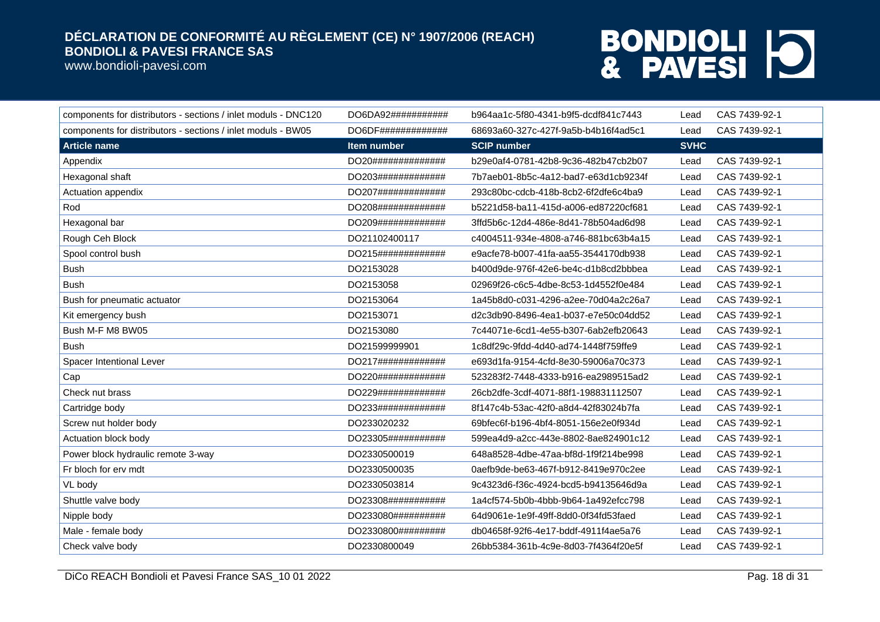| | | | | |
|---|---|---|---|---|
| components for distributors - sections / inlet moduls - DNC120 | DO6DA92########### | b964aa1c-5f80-4341-b9f5-dcdf841c7443 | Lead | CAS 7439-92-1 |
| components for distributors - sections / inlet moduls - BW05 | DO6DF############# | 68693a60-327c-427f-9a5b-b4b16f4ad5c1 | Lead | CAS 7439-92-1 |
| **Article name** | **Item number** | **SCIP number** | **SVHC** | |
| Appendix | DO20############## | b29e0af4-0781-42b8-9c36-482b47cb2b07 | Lead | CAS 7439-92-1 |
| Hexagonal shaft | DO203############# | 7b7aeb01-8b5c-4a12-bad7-e63d1cb9234f | Lead | CAS 7439-92-1 |
| Actuation appendix | DO207############# | 293c80bc-cdcb-418b-8cb2-6f2dfe6c4ba9 | Lead | CAS 7439-92-1 |
| Rod | DO208############# | b5221d58-ba11-415d-a006-ed87220cf681 | Lead | CAS 7439-92-1 |
| Hexagonal bar | DO209############# | 3ffd5b6c-12d4-486e-8d41-78b504ad6d98 | Lead | CAS 7439-92-1 |
| Rough Ceh Block | DO21102400117 | c4004511-934e-4808-a746-881bc63b4a15 | Lead | CAS 7439-92-1 |
| Spool control bush | DO215############# | e9acfe78-b007-41fa-aa55-3544170db938 | Lead | CAS 7439-92-1 |
| Bush | DO2153028 | b400d9de-976f-42e6-be4c-d1b8cd2bbbea | Lead | CAS 7439-92-1 |
| Bush | DO2153058 | 02969f26-c6c5-4dbe-8c53-1d4552f0e484 | Lead | CAS 7439-92-1 |
| Bush for pneumatic actuator | DO2153064 | 1a45b8d0-c031-4296-a2ee-70d04a2c26a7 | Lead | CAS 7439-92-1 |
| Kit emergency bush | DO2153071 | d2c3db90-8496-4ea1-b037-e7e50c04dd52 | Lead | CAS 7439-92-1 |
| Bush M-F M8 BW05 | DO2153080 | 7c44071e-6cd1-4e55-b307-6ab2efb20643 | Lead | CAS 7439-92-1 |
| Bush | DO21599999901 | 1c8df29c-9fdd-4d40-ad74-1448f759ffe9 | Lead | CAS 7439-92-1 |
| Spacer Intentional Lever | DO217############# | e693d1fa-9154-4cfd-8e30-59006a70c373 | Lead | CAS 7439-92-1 |
| Cap | DO220############# | 523283f2-7448-4333-b916-ea2989515ad2 | Lead | CAS 7439-92-1 |
| Check nut brass | DO229############# | 26cb2dfe-3cdf-4071-88f1-198831112507 | Lead | CAS 7439-92-1 |
| Cartridge body | DO233############# | 8f147c4b-53ac-42f0-a8d4-42f83024b7fa | Lead | CAS 7439-92-1 |
| Screw nut holder body | DO233020232 | 69bfec6f-b196-4bf4-8051-156e2e0f934d | Lead | CAS 7439-92-1 |
| Actuation block body | DO23305########### | 599ea4d9-a2cc-443e-8802-8ae824901c12 | Lead | CAS 7439-92-1 |
| Power block hydraulic remote 3-way | DO2330500019 | 648a8528-4dbe-47aa-bf8d-1f9f214be998 | Lead | CAS 7439-92-1 |
| Fr bloch for erv mdt | DO2330500035 | 0aefb9de-be63-467f-b912-8419e970c2ee | Lead | CAS 7439-92-1 |
| VL body | DO2330503814 | 9c4323d6-f36c-4924-bcd5-b94135646d9a | Lead | CAS 7439-92-1 |
| Shuttle valve body | DO23308########### | 1a4cf574-5b0b-4bbb-9b64-1a492efcc798 | Lead | CAS 7439-92-1 |
| Nipple body | DO233080########## | 64d9061e-1e9f-49ff-8dd0-0f34fd53faed | Lead | CAS 7439-92-1 |
| Male - female body | DO2330800######### | db04658f-92f6-4e17-bddf-4911f4ae5a76 | Lead | CAS 7439-92-1 |
| Check valve body | DO2330800049 | 26bb5384-361b-4c9e-8d03-7f4364f20e5f | Lead | CAS 7439-92-1 |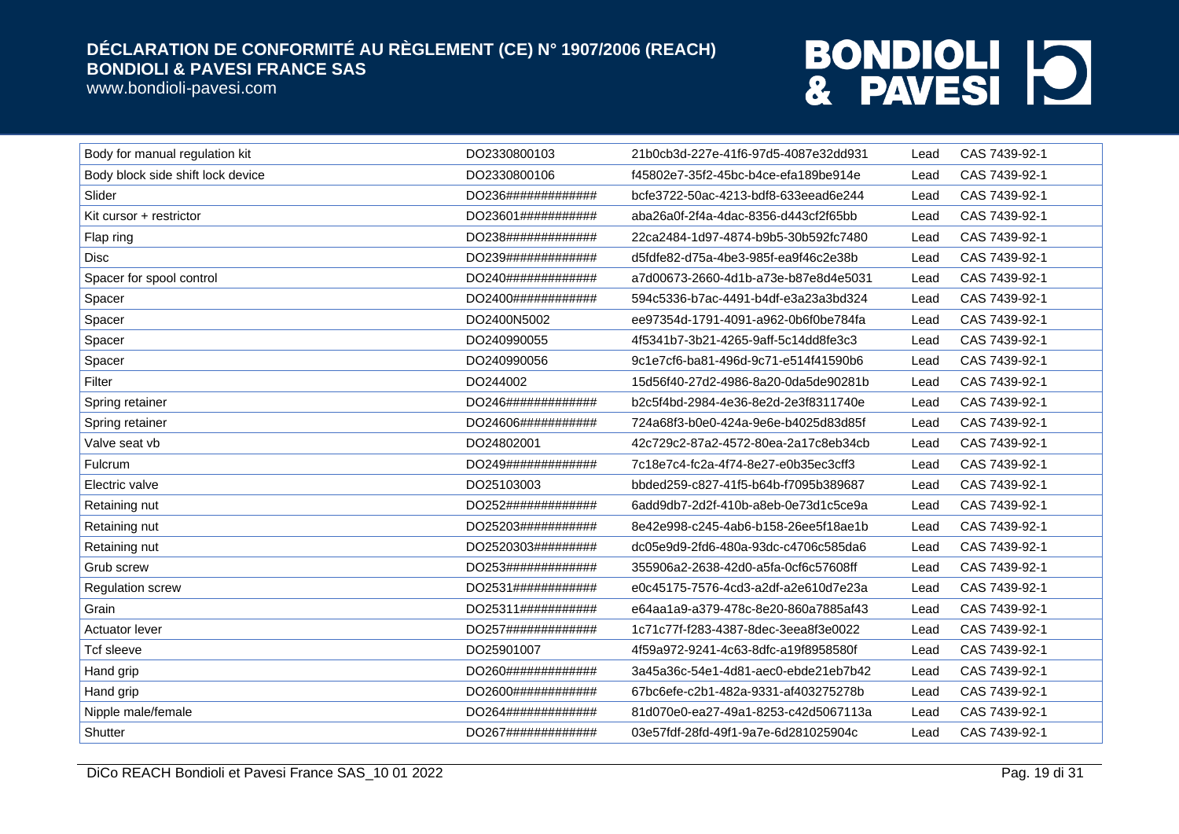| Body for manual regulation kit | DO2330800103 | 21b0cb3d-227e-41f6-97d5-4087e32dd931 | Lead | CAS 7439-92-1 |
|---|---|---|---|---|
| Body block side shift lock device | DO2330800106 | f45802e7-35f2-45bc-b4ce-efa189be914e | Lead | CAS 7439-92-1 |
| Slider | DO236############## | bcfe3722-50ac-4213-bdf8-633eead6e244 | Lead | CAS 7439-92-1 |
| Kit cursor + restrictor | DO23601############ | aba26a0f-2f4a-4dac-8356-d443cf2f65bb | Lead | CAS 7439-92-1 |
| Flap ring | DO238############## | 22ca2484-1d97-4874-b9b5-30b592fc7480 | Lead | CAS 7439-92-1 |
| Disc | DO239############## | d5fdfe82-d75a-4be3-985f-ea9f46c2e38b | Lead | CAS 7439-92-1 |
| Spacer for spool control | DO240############## | a7d00673-2660-4d1b-a73e-b87e8d4e5031 | Lead | CAS 7439-92-1 |
| Spacer | DO2400############# | 594c5336-b7ac-4491-b4df-e3a23a3bd324 | Lead | CAS 7439-92-1 |
| Spacer | DO2400N5002 | ee97354d-1791-4091-a962-0b6f0be784fa | Lead | CAS 7439-92-1 |
| Spacer | DO240990055 | 4f5341b7-3b21-4265-9aff-5c14dd8fe3c3 | Lead | CAS 7439-92-1 |
| Spacer | DO240990056 | 9c1e7cf6-ba81-496d-9c71-e514f41590b6 | Lead | CAS 7439-92-1 |
| Filter | DO244002 | 15d56f40-27d2-4986-8a20-0da5de90281b | Lead | CAS 7439-92-1 |
| Spring retainer | DO246############## | b2c5f4bd-2984-4e36-8e2d-2e3f8311740e | Lead | CAS 7439-92-1 |
| Spring retainer | DO24606############ | 724a68f3-b0e0-424a-9e6e-b4025d83d85f | Lead | CAS 7439-92-1 |
| Valve seat vb | DO24802001 | 42c729c2-87a2-4572-80ea-2a17c8eb34cb | Lead | CAS 7439-92-1 |
| Fulcrum | DO249############## | 7c18e7c4-fc2a-4f74-8e27-e0b35ec3cff3 | Lead | CAS 7439-92-1 |
| Electric valve | DO25103003 | bbded259-c827-41f5-b64b-f7095b389687 | Lead | CAS 7439-92-1 |
| Retaining nut | DO252############## | 6add9db7-2d2f-410b-a8eb-0e73d1c5ce9a | Lead | CAS 7439-92-1 |
| Retaining nut | DO25203############ | 8e42e998-c245-4ab6-b158-26ee5f18ae1b | Lead | CAS 7439-92-1 |
| Retaining nut | DO2520303########## | dc05e9d9-2fd6-480a-93dc-c4706c585da6 | Lead | CAS 7439-92-1 |
| Grub screw | DO253############## | 355906a2-2638-42d0-a5fa-0cf6c57608ff | Lead | CAS 7439-92-1 |
| Regulation screw | DO2531############# | e0c45175-7576-4cd3-a2df-a2e610d7e23a | Lead | CAS 7439-92-1 |
| Grain | DO25311############ | e64aa1a9-a379-478c-8e20-860a7885af43 | Lead | CAS 7439-92-1 |
| Actuator lever | DO257############## | 1c71c77f-f283-4387-8dec-3eea8f3e0022 | Lead | CAS 7439-92-1 |
| Tcf sleeve | DO25901007 | 4f59a972-9241-4c63-8dfc-a19f8958580f | Lead | CAS 7439-92-1 |
| Hand grip | DO260############## | 3a45a36c-54e1-4d81-aec0-ebde21eb7b42 | Lead | CAS 7439-92-1 |
| Hand grip | DO2600############# | 67bc6efe-c2b1-482a-9331-af403275278b | Lead | CAS 7439-92-1 |
| Nipple male/female | DO264############## | 81d070e0-ea27-49a1-8253-c42d5067113a | Lead | CAS 7439-92-1 |
| Shutter | DO267############## | 03e57fdf-28fd-49f1-9a7e-6d281025904c | Lead | CAS 7439-92-1 |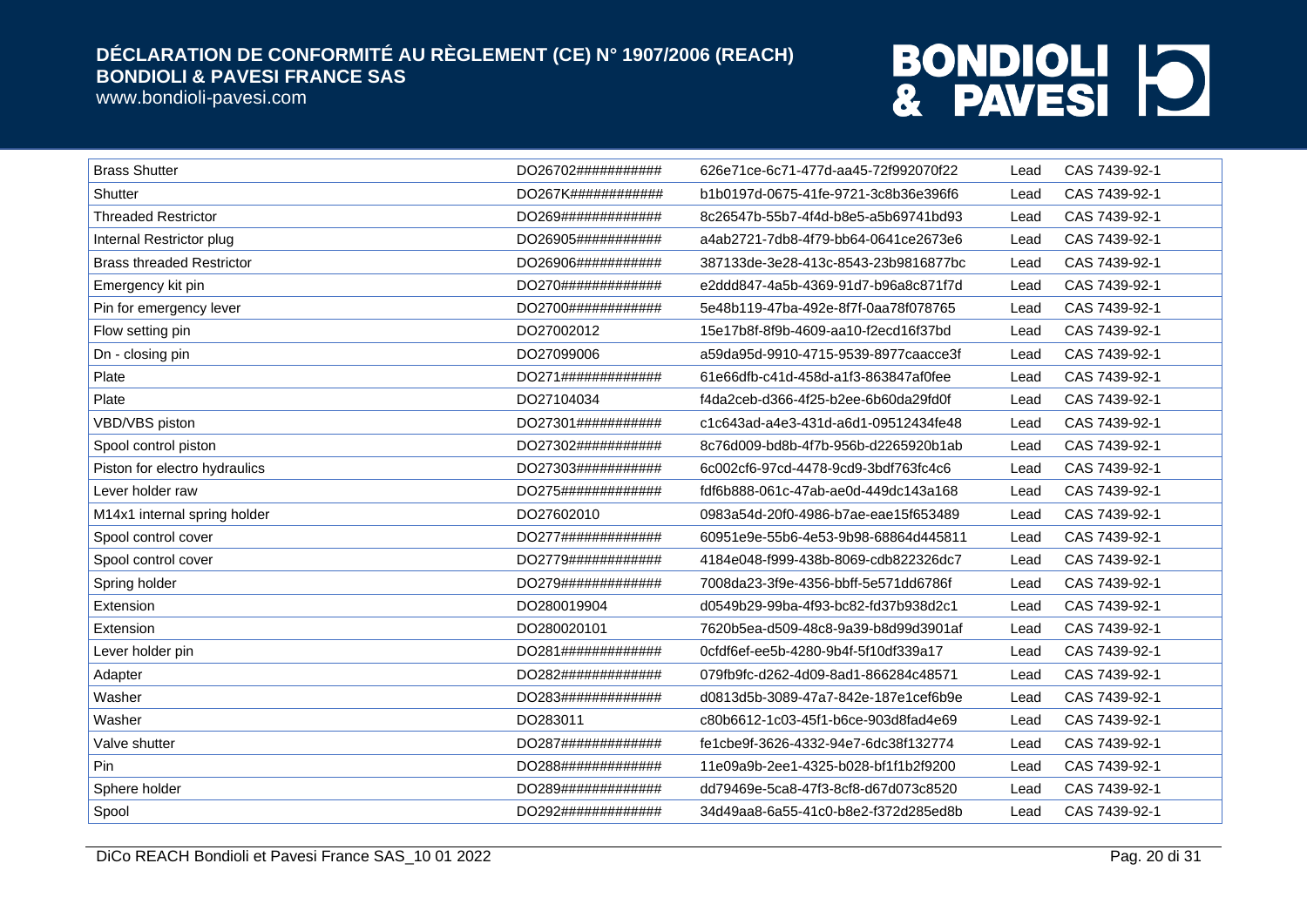# DÉCLARATION DE CONFORMITÉ AU RÈGLEMENT (CE) N° 1907/2006 (REACH)
**BONDIOLI & PAVESI FRANCE SAS**
www.bondioli-pavesi.com

| | | | | |
|---|---|---|---|---|
| Brass Shutter | DO26702########### | 626e71ce-6c71-477d-aa45-72f992070f22 | Lead | CAS 7439-92-1 |
| Shutter | DO267K############ | b1b0197d-0675-41fe-9721-3c8b36e396f6 | Lead | CAS 7439-92-1 |
| Threaded Restrictor | DO269############# | 8c26547b-55b7-4f4d-b8e5-a5b69741bd93 | Lead | CAS 7439-92-1 |
| Internal Restrictor plug | DO26905########### | a4ab2721-7db8-4f79-bb64-0641ce2673e6 | Lead | CAS 7439-92-1 |
| Brass threaded Restrictor | DO26906########### | 387133de-3e28-413c-8543-23b9816877bc | Lead | CAS 7439-92-1 |
| Emergency kit pin | DO270############# | e2ddd847-4a5b-4369-91d7-b96a8c871f7d | Lead | CAS 7439-92-1 |
| Pin for emergency lever | DO2700############ | 5e48b119-47ba-492e-8f7f-0aa78f078765 | Lead | CAS 7439-92-1 |
| Flow setting pin | DO27002012 | 15e17b8f-8f9b-4609-aa10-f2ecd16f37bd | Lead | CAS 7439-92-1 |
| Dn - closing pin | DO27099006 | a59da95d-9910-4715-9539-8977caacce3f | Lead | CAS 7439-92-1 |
| Plate | DO271############# | 61e66dfb-c41d-458d-a1f3-863847af0fee | Lead | CAS 7439-92-1 |
| Plate | DO27104034 | f4da2ceb-d366-4f25-b2ee-6b60da29fd0f | Lead | CAS 7439-92-1 |
| VBD/VBS piston | DO27301########### | c1c643ad-a4e3-431d-a6d1-09512434fe48 | Lead | CAS 7439-92-1 |
| Spool control piston | DO27302########### | 8c76d009-bd8b-4f7b-956b-d2265920b1ab | Lead | CAS 7439-92-1 |
| Piston for electro hydraulics | DO27303########### | 6c002cf6-97cd-4478-9cd9-3bdf763fc4c6 | Lead | CAS 7439-92-1 |
| Lever holder raw | DO275############# | fdf6b888-061c-47ab-ae0d-449dc143a168 | Lead | CAS 7439-92-1 |
| M14x1 internal spring holder | DO27602010 | 0983a54d-20f0-4986-b7ae-eae15f653489 | Lead | CAS 7439-92-1 |
| Spool control cover | DO277############# | 60951e9e-55b6-4e53-9b98-68864d445811 | Lead | CAS 7439-92-1 |
| Spool control cover | DO2779############ | 4184e048-f999-438b-8069-cdb822326dc7 | Lead | CAS 7439-92-1 |
| Spring holder | DO279############# | 7008da23-3f9e-4356-bbff-5e571dd6786f | Lead | CAS 7439-92-1 |
| Extension | DO280019904 | d0549b29-99ba-4f93-bc82-fd37b938d2c1 | Lead | CAS 7439-92-1 |
| Extension | DO280020101 | 7620b5ea-d509-48c8-9a39-b8d99d3901af | Lead | CAS 7439-92-1 |
| Lever holder pin | DO281############# | 0cfdf6ef-ee5b-4280-9b4f-5f10df339a17 | Lead | CAS 7439-92-1 |
| Adapter | DO282############# | 079fb9fc-d262-4d09-8ad1-866284c48571 | Lead | CAS 7439-92-1 |
| Washer | DO283############# | d0813d5b-3089-47a7-842e-187e1cef6b9e | Lead | CAS 7439-92-1 |
| Washer | DO283011 | c80b6612-1c03-45f1-b6ce-903d8fad4e69 | Lead | CAS 7439-92-1 |
| Valve shutter | DO287############# | fe1cbe9f-3626-4332-94e7-6dc38f132774 | Lead | CAS 7439-92-1 |
| Pin | DO288############# | 11e09a9b-2ee1-4325-b028-bf1f1b2f9200 | Lead | CAS 7439-92-1 |
| Sphere holder | DO289############# | dd79469e-5ca8-47f3-8cf8-d67d073c8520 | Lead | CAS 7439-92-1 |
| Spool | DO292############# | 34d49aa8-6a55-41c0-b8e2-f372d285ed8b | Lead | CAS 7439-92-1 |

DiCo REACH Bondioli et Pavesi France SAS_10 01 2022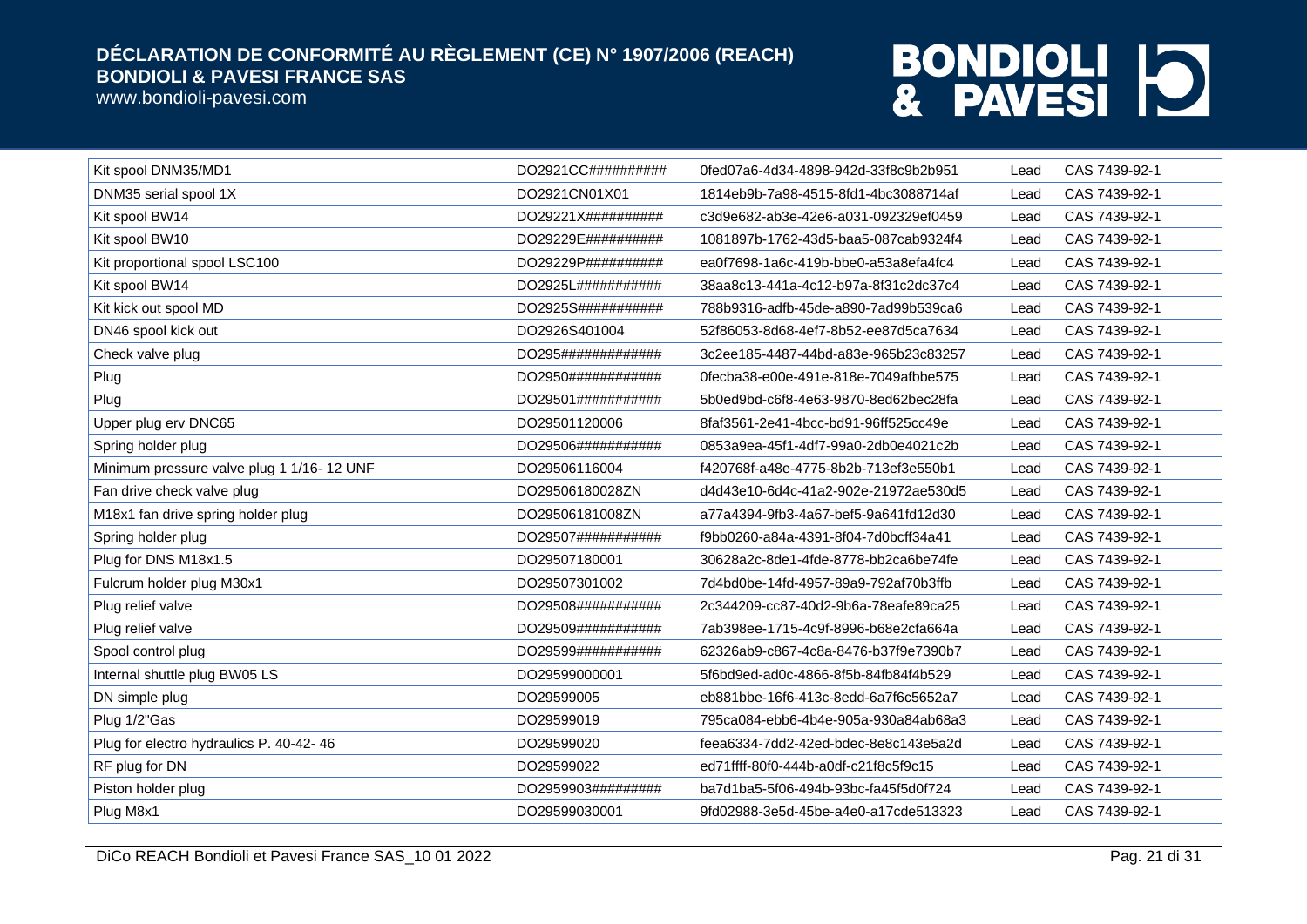| Kit spool DNM35/MD1 | DO2921CC########## | 0fed07a6-4d34-4898-942d-33f8c9b2b951 | Lead | CAS 7439-92-1 |
|---|---|---|---|---|
| DNM35 serial spool 1X | DO2921CN01X01 | 1814eb9b-7a98-4515-8fd1-4bc3088714af | Lead | CAS 7439-92-1 |
| Kit spool BW14 | DO29221X########## | c3d9e682-ab3e-42e6-a031-092329ef0459 | Lead | CAS 7439-92-1 |
| Kit spool BW10 | DO29229E########## | 1081897b-1762-43d5-baa5-087cab9324f4 | Lead | CAS 7439-92-1 |
| Kit proportional spool LSC100 | DO29229P########## | ea0f7698-1a6c-419b-bbe0-a53a8efa4fc4 | Lead | CAS 7439-92-1 |
| Kit spool BW14 | DO2925L########### | 38aa8c13-441a-4c12-b97a-8f31c2dc37c4 | Lead | CAS 7439-92-1 |
| Kit kick out spool MD | DO2925S########### | 788b9316-adfb-45de-a890-7ad99b539ca6 | Lead | CAS 7439-92-1 |
| DN46 spool kick out | DO2926S401004 | 52f86053-8d68-4ef7-8b52-ee87d5ca7634 | Lead | CAS 7439-92-1 |
| Check valve plug | DO295############# | 3c2ee185-4487-44bd-a83e-965b23c83257 | Lead | CAS 7439-92-1 |
| Plug | DO2950############ | 0fecba38-e00e-491e-818e-7049afbbe575 | Lead | CAS 7439-92-1 |
| Plug | DO29501########### | 5b0ed9bd-c6f8-4e63-9870-8ed62bec28fa | Lead | CAS 7439-92-1 |
| Upper plug erv DNC65 | DO29501120006 | 8faf3561-2e41-4bcc-bd91-96ff525cc49e | Lead | CAS 7439-92-1 |
| Spring holder plug | DO29506########### | 0853a9ea-45f1-4df7-99a0-2db0e4021c2b | Lead | CAS 7439-92-1 |
| Minimum pressure valve plug 1 1/16- 12 UNF | DO29506116004 | f420768f-a48e-4775-8b2b-713ef3e550b1 | Lead | CAS 7439-92-1 |
| Fan drive check valve plug | DO29506180028ZN | d4d43e10-6d4c-41a2-902e-21972ae530d5 | Lead | CAS 7439-92-1 |
| M18x1 fan drive spring holder plug | DO29506181008ZN | a77a4394-9fb3-4a67-bef5-9a641fd12d30 | Lead | CAS 7439-92-1 |
| Spring holder plug | DO29507########### | f9bb0260-a84a-4391-8f04-7d0bcff34a41 | Lead | CAS 7439-92-1 |
| Plug for DNS M18x1.5 | DO29507180001 | 30628a2c-8de1-4fde-8778-bb2ca6be74fe | Lead | CAS 7439-92-1 |
| Fulcrum holder plug M30x1 | DO29507301002 | 7d4bd0be-14fd-4957-89a9-792af70b3ffb | Lead | CAS 7439-92-1 |
| Plug relief valve | DO29508########### | 2c344209-cc87-40d2-9b6a-78eafe89ca25 | Lead | CAS 7439-92-1 |
| Plug relief valve | DO29509########### | 7ab398ee-1715-4c9f-8996-b68e2cfa664a | Lead | CAS 7439-92-1 |
| Spool control plug | DO29599########### | 62326ab9-c867-4c8a-8476-b37f9e7390b7 | Lead | CAS 7439-92-1 |
| Internal shuttle plug BW05 LS | DO29599000001 | 5f6bd9ed-ad0c-4866-8f5b-84fb84f4b529 | Lead | CAS 7439-92-1 |
| DN simple plug | DO29599005 | eb881bbe-16f6-413c-8edd-6a7f6c5652a7 | Lead | CAS 7439-92-1 |
| Plug 1/2"Gas | DO29599019 | 795ca084-ebb6-4b4e-905a-930a84ab68a3 | Lead | CAS 7439-92-1 |
| Plug for electro hydraulics P. 40-42- 46 | DO29599020 | feea6334-7dd2-42ed-bdec-8e8c143e5a2d | Lead | CAS 7439-92-1 |
| RF plug for DN | DO29599022 | ed71ffff-80f0-444b-a0df-c21f8c5f9c15 | Lead | CAS 7439-92-1 |
| Piston holder plug | DO2959903######### | ba7d1ba5-5f06-494b-93bc-fa45f5d0f724 | Lead | CAS 7439-92-1 |
| Plug M8x1 | DO29599030001 | 9fd02988-3e5d-45be-a4e0-a17cde513323 | Lead | CAS 7439-92-1 |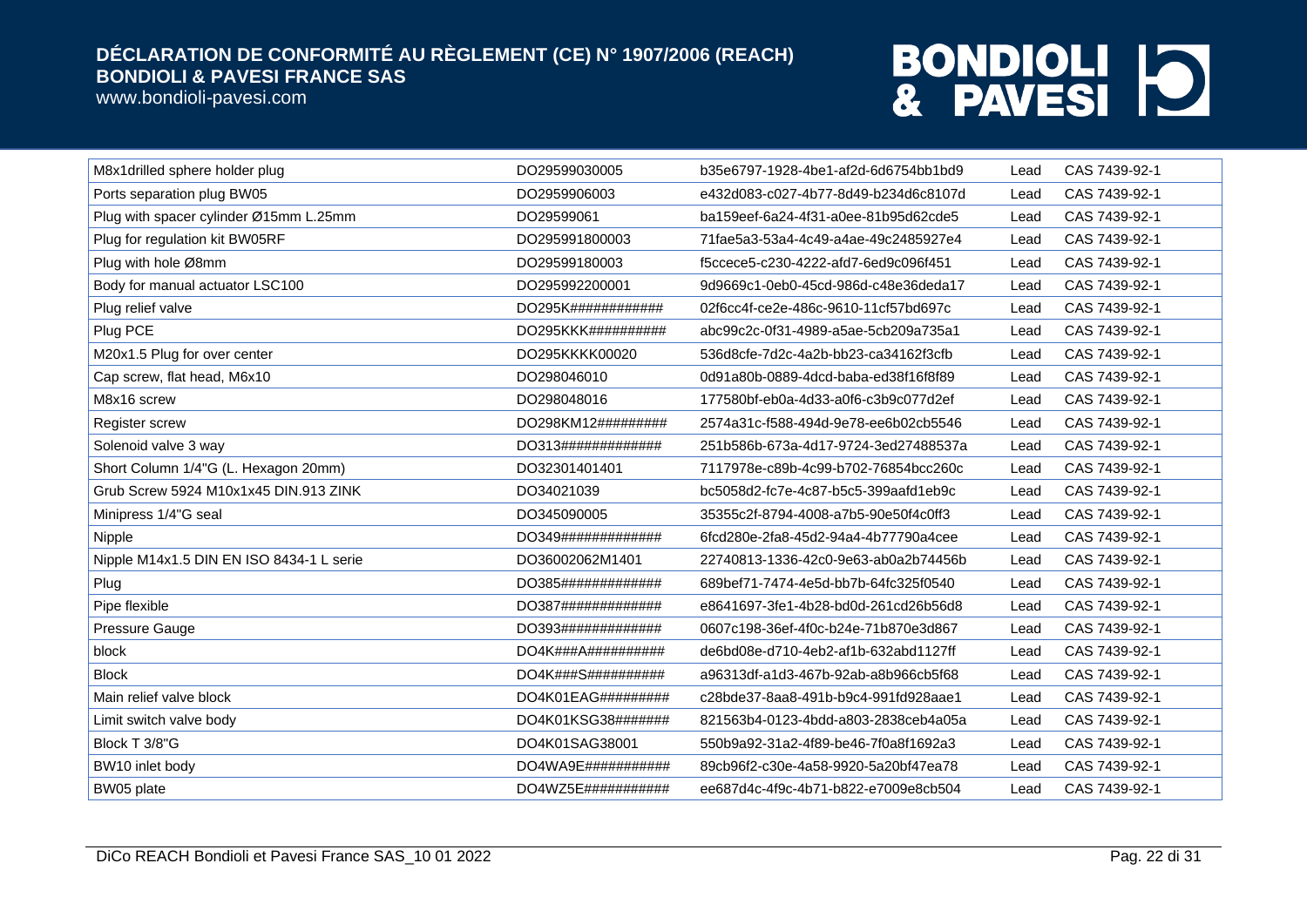| | | | | |
|---|---|---|---|---|
| M8x1drilled sphere holder plug | DO29599030005 | b35e6797-1928-4be1-af2d-6d6754bb1bd9 | Lead | CAS 7439-92-1 |
| Ports separation plug BW05 | DO2959906003 | e432d083-c027-4b77-8d49-b234d6c8107d | Lead | CAS 7439-92-1 |
| Plug with spacer cylinder Ø15mm L.25mm | DO29599061 | ba159eef-6a24-4f31-a0ee-81b95d62cde5 | Lead | CAS 7439-92-1 |
| Plug for regulation kit BW05RF | DO295991800003 | 71fae5a3-53a4-4c49-a4ae-49c2485927e4 | Lead | CAS 7439-92-1 |
| Plug with hole Ø8mm | DO29599180003 | f5ccece5-c230-4222-afd7-6ed9c096f451 | Lead | CAS 7439-92-1 |
| Body for manual actuator LSC100 | DO295992200001 | 9d9669c1-0eb0-45cd-986d-c48e36deda17 | Lead | CAS 7439-92-1 |
| Plug relief valve | DO295K############ | 02f6cc4f-ce2e-486c-9610-11cf57bd697c | Lead | CAS 7439-92-1 |
| Plug PCE | DO295KKK########## | abc99c2c-0f31-4989-a5ae-5cb209a735a1 | Lead | CAS 7439-92-1 |
| M20x1.5 Plug for over center | DO295KKKK00020 | 536d8cfe-7d2c-4a2b-bb23-ca34162f3cfb | Lead | CAS 7439-92-1 |
| Cap screw, flat head, M6x10 | DO298046010 | 0d91a80b-0889-4dcd-baba-ed38f16f8f89 | Lead | CAS 7439-92-1 |
| M8x16 screw | DO298048016 | 177580bf-eb0a-4d33-a0f6-c3b9c077d2ef | Lead | CAS 7439-92-1 |
| Register screw | DO298KM12######### | 2574a31c-f588-494d-9e78-ee6b02cb5546 | Lead | CAS 7439-92-1 |
| Solenoid valve 3 way | DO313############## | 251b586b-673a-4d17-9724-3ed27488537a | Lead | CAS 7439-92-1 |
| Short Column 1/4"G (L. Hexagon 20mm) | DO32301401401 | 7117978e-c89b-4c99-b702-76854bcc260c | Lead | CAS 7439-92-1 |
| Grub Screw 5924 M10x1x45 DIN.913 ZINK | DO34021039 | bc5058d2-fc7e-4c87-b5c5-399aafd1eb9c | Lead | CAS 7439-92-1 |
| Minipress 1/4"G seal | DO345090005 | 35355c2f-8794-4008-a7b5-90e50f4c0ff3 | Lead | CAS 7439-92-1 |
| Nipple | DO349############## | 6fcd280e-2fa8-45d2-94a4-4b77790a4cee | Lead | CAS 7439-92-1 |
| Nipple M14x1.5 DIN EN ISO 8434-1 L serie | DO36002062M1401 | 22740813-1336-42c0-9e63-ab0a2b74456b | Lead | CAS 7439-92-1 |
| Plug | DO385############## | 689bef71-7474-4e5d-bb7b-64fc325f0540 | Lead | CAS 7439-92-1 |
| Pipe flexible | DO387############## | e8641697-3fe1-4b28-bd0d-261cd26b56d8 | Lead | CAS 7439-92-1 |
| Pressure Gauge | DO393############## | 0607c198-36ef-4f0c-b24e-71b870e3d867 | Lead | CAS 7439-92-1 |
| block | DO4K###A########## | de6bd08e-d710-4eb2-af1b-632abd1127ff | Lead | CAS 7439-92-1 |
| Block | DO4K###S########## | a96313df-a1d3-467b-92ab-a8b966cb5f68 | Lead | CAS 7439-92-1 |
| Main relief valve block | DO4K01EAG######### | c28bde37-8aa8-491b-b9c4-991fd928aae1 | Lead | CAS 7439-92-1 |
| Limit switch valve body | DO4K01KSG38####### | 821563b4-0123-4bdd-a803-2838ceb4a05a | Lead | CAS 7439-92-1 |
| Block T 3/8"G | DO4K01SAG38001 | 550b9a92-31a2-4f89-be46-7f0a8f1692a3 | Lead | CAS 7439-92-1 |
| BW10 inlet body | DO4WA9E########### | 89cb96f2-c30e-4a58-9920-5a20bf47ea78 | Lead | CAS 7439-92-1 |
| BW05 plate | DO4WZ5E########### | ee687d4c-4f9c-4b71-b822-e7009e8cb504 | Lead | CAS 7439-92-1 |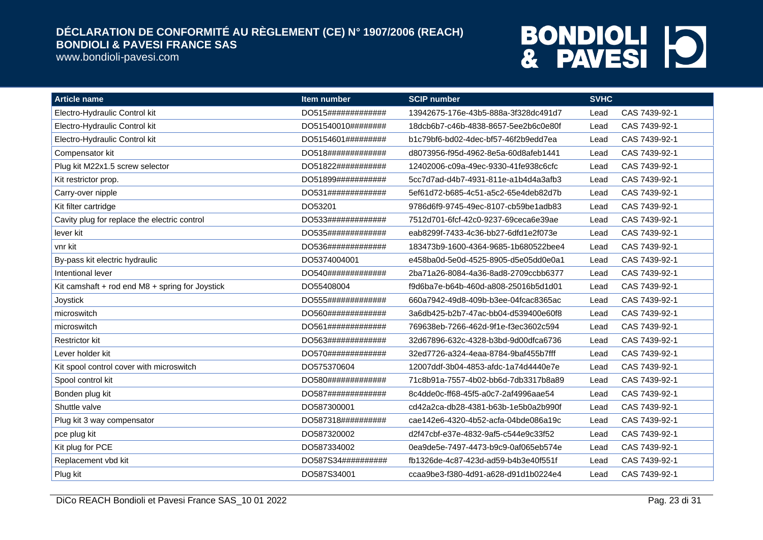| Article name | Item number | SCIP number | SVHC | |
|---|---|---|---|---|
| Electro-Hydraulic Control kit | DO515############## | 13942675-176e-43b5-888a-3f328dc491d7 | Lead | CAS 7439-92-1 |
| Electro-Hydraulic Control kit | DO51540010######## | 18dcb6b7-c46b-4838-8657-5ee2b6c0e80f | Lead | CAS 7439-92-1 |
| Electro-Hydraulic Control kit | DO5154601######### | b1c79bf6-bd02-4dec-bf57-46f2b9edd7ea | Lead | CAS 7439-92-1 |
| Compensator kit | DO518############## | d8073956-f95d-4962-8e5a-60d8afeb1441 | Lead | CAS 7439-92-1 |
| Plug kit M22x1.5 screw selector | DO51822############ | 12402006-c09a-49ec-9330-41fe938c6cfc | Lead | CAS 7439-92-1 |
| Kit restrictor prop. | DO51899############ | 5cc7d7ad-d4b7-4931-811e-a1b4d4a3afb3 | Lead | CAS 7439-92-1 |
| Carry-over nipple | DO531############## | 5ef61d72-b685-4c51-a5c2-65e4deb82d7b | Lead | CAS 7439-92-1 |
| Kit filter cartridge | DO53201 | 9786d6f9-9745-49ec-8107-cb59be1adb83 | Lead | CAS 7439-92-1 |
| Cavity plug for replace the electric control | DO533############## | 7512d701-6fcf-42c0-9237-69ceca6e39ae | Lead | CAS 7439-92-1 |
| lever kit | DO535############## | eab8299f-7433-4c36-bb27-6dfd1e2f073e | Lead | CAS 7439-92-1 |
| vnr kit | DO536############## | 183473b9-1600-4364-9685-1b680522bee4 | Lead | CAS 7439-92-1 |
| By-pass kit electric hydraulic | DO5374004001 | e458ba0d-5e0d-4525-8905-d5e05dd0e0a1 | Lead | CAS 7439-92-1 |
| Intentional lever | DO540############## | 2ba71a26-8084-4a36-8ad8-2709ccbb6377 | Lead | CAS 7439-92-1 |
| Kit camshaft + rod end M8 + spring for Joystick | DO55408004 | f9d6ba7e-b64b-460d-a808-25016b5d1d01 | Lead | CAS 7439-92-1 |
| Joystick | DO555############## | 660a7942-49d8-409b-b3ee-04fcac8365ac | Lead | CAS 7439-92-1 |
| microswitch | DO560############## | 3a6db425-b2b7-47ac-bb04-d539400e60f8 | Lead | CAS 7439-92-1 |
| microswitch | DO561############## | 769638eb-7266-462d-9f1e-f3ec3602c594 | Lead | CAS 7439-92-1 |
| Restrictor kit | DO563############## | 32d67896-632c-4328-b3bd-9d00dfca6736 | Lead | CAS 7439-92-1 |
| Lever holder kit | DO570############## | 32ed7726-a324-4eaa-8784-9baf455b7fff | Lead | CAS 7439-92-1 |
| Kit spool control cover with microswitch | DO575370604 | 12007ddf-3b04-4853-afdc-1a74d4440e7e | Lead | CAS 7439-92-1 |
| Spool control kit | DO580############## | 71c8b91a-7557-4b02-bb6d-7db3317b8a89 | Lead | CAS 7439-92-1 |
| Bonden plug kit | DO587############## | 8c4dde0c-ff68-45f5-a0c7-2af4996aae54 | Lead | CAS 7439-92-1 |
| Shuttle valve | DO587300001 | cd42a2ca-db28-4381-b63b-1e5b0a2b990f | Lead | CAS 7439-92-1 |
| Plug kit 3 way compensator | DO587318########## | cae142e6-4320-4b52-acfa-04bde086a19c | Lead | CAS 7439-92-1 |
| pce plug kit | DO587320002 | d2f47cbf-e37e-4832-9af5-c544e9c33f52 | Lead | CAS 7439-92-1 |
| Kit plug for PCE | DO587334002 | 0ea9de5e-7497-4473-b9c9-0af065eb574e | Lead | CAS 7439-92-1 |
| Replacement vbd kit | DO587S34########## | fb1326de-4c87-423d-ad59-b4b3e40f551f | Lead | CAS 7439-92-1 |
| Plug kit | DO587S34001 | ccaa9be3-f380-4d91-a628-d91d1b0224e4 | Lead | CAS 7439-92-1 |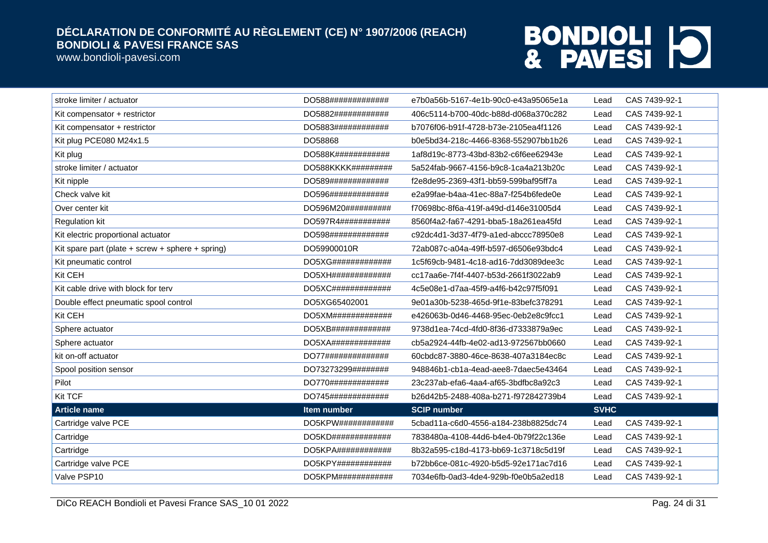| | | | | |
|---|---|---|---|---|
| stroke limiter / actuator | DO588############# | e7b0a56b-5167-4e1b-90c0-e43a95065e1a | Lead | CAS 7439-92-1 |
| Kit compensator + restrictor | DO5882############ | 406c5114-b700-40dc-b88d-d068a370c282 | Lead | CAS 7439-92-1 |
| Kit compensator + restrictor | DO5883############ | b7076f06-b91f-4728-b73e-2105ea4f1126 | Lead | CAS 7439-92-1 |
| Kit plug PCE080 M24x1.5 | DO58868 | b0e5bd34-218c-4466-8368-552907bb1b26 | Lead | CAS 7439-92-1 |
| Kit plug | DO588K############ | 1af8d19c-8773-43bd-83b2-c6f6ee62943e | Lead | CAS 7439-92-1 |
| stroke limiter / actuator | DO588KKKK######### | 5a524fab-9667-4156-b9c8-1ca4a213b20c | Lead | CAS 7439-92-1 |
| Kit nipple | DO589############# | f2e8de95-2369-43f1-bb59-599baf95ff7a | Lead | CAS 7439-92-1 |
| Check valve kit | DO596############# | e2a99fae-b4aa-41ec-88a7-f254b6fede0e | Lead | CAS 7439-92-1 |
| Over center kit | DO596M20########## | f70698bc-8f6a-419f-a49d-d146e31005d4 | Lead | CAS 7439-92-1 |
| Regulation kit | DO597R4########### | 8560f4a2-fa67-4291-bba5-18a261ea45fd | Lead | CAS 7439-92-1 |
| Kit electric proportional actuator | DO598############# | c92dc4d1-3d37-4f79-a1ed-abccc78950e8 | Lead | CAS 7439-92-1 |
| Kit spare part (plate + screw + sphere + spring) | DO59900010R | 72ab087c-a04a-49ff-b597-d6506e93bdc4 | Lead | CAS 7439-92-1 |
| Kit pneumatic control | DO5XG############# | 1c5f69cb-9481-4c18-ad16-7dd3089dee3c | Lead | CAS 7439-92-1 |
| Kit CEH | DO5XH############# | cc17aa6e-7f4f-4407-b53d-2661f3022ab9 | Lead | CAS 7439-92-1 |
| Kit cable drive with block for terv | DO5XC############# | 4c5e08e1-d7aa-45f9-a4f6-b42c97f5f091 | Lead | CAS 7439-92-1 |
| Double effect pneumatic spool control | DO5XG65402001 | 9e01a30b-5238-465d-9f1e-83befc378291 | Lead | CAS 7439-92-1 |
| Kit CEH | DO5XM############# | e426063b-0d46-4468-95ec-0eb2e8c9fcc1 | Lead | CAS 7439-92-1 |
| Sphere actuator | DO5XB############# | 9738d1ea-74cd-4fd0-8f36-d7333879a9ec | Lead | CAS 7439-92-1 |
| Sphere actuator | DO5XA############# | cb5a2924-44fb-4e02-ad13-972567bb0660 | Lead | CAS 7439-92-1 |
| kit on-off actuator | DO77############## | 60cbdc87-3880-46ce-8638-407a3184ec8c | Lead | CAS 7439-92-1 |
| Spool position sensor | DO73273299######## | 948846b1-cb1a-4ead-aee8-7daec5e43464 | Lead | CAS 7439-92-1 |
| Pilot | DO770############# | 23c237ab-efa6-4aa4-af65-3bdfbc8a92c3 | Lead | CAS 7439-92-1 |
| Kit TCF | DO745############# | b26d42b5-2488-408a-b271-f972842739b4 | Lead | CAS 7439-92-1 |
| **Article name** | **Item number** | **SCIP number** | **SVHC** | |
| Cartridge valve PCE | DO5KPW############ | 5cbad11a-c6d0-4556-a184-238b8825dc74 | Lead | CAS 7439-92-1 |
| Cartridge | DO5KD############# | 7838480a-4108-44d6-b4e4-0b79f22c136e | Lead | CAS 7439-92-1 |
| Cartridge | DO5KPA############ | 8b32a595-c18d-4173-bb69-1c3718c5d19f | Lead | CAS 7439-92-1 |
| Cartridge valve PCE | DO5KPY############ | b72bb6ce-081c-4920-b5d5-92e171ac7d16 | Lead | CAS 7439-92-1 |
| Valve PSP10 | DO5KPM############ | 7034e6fb-0ad3-4de4-929b-f0e0b5a2ed18 | Lead | CAS 7439-92-1 |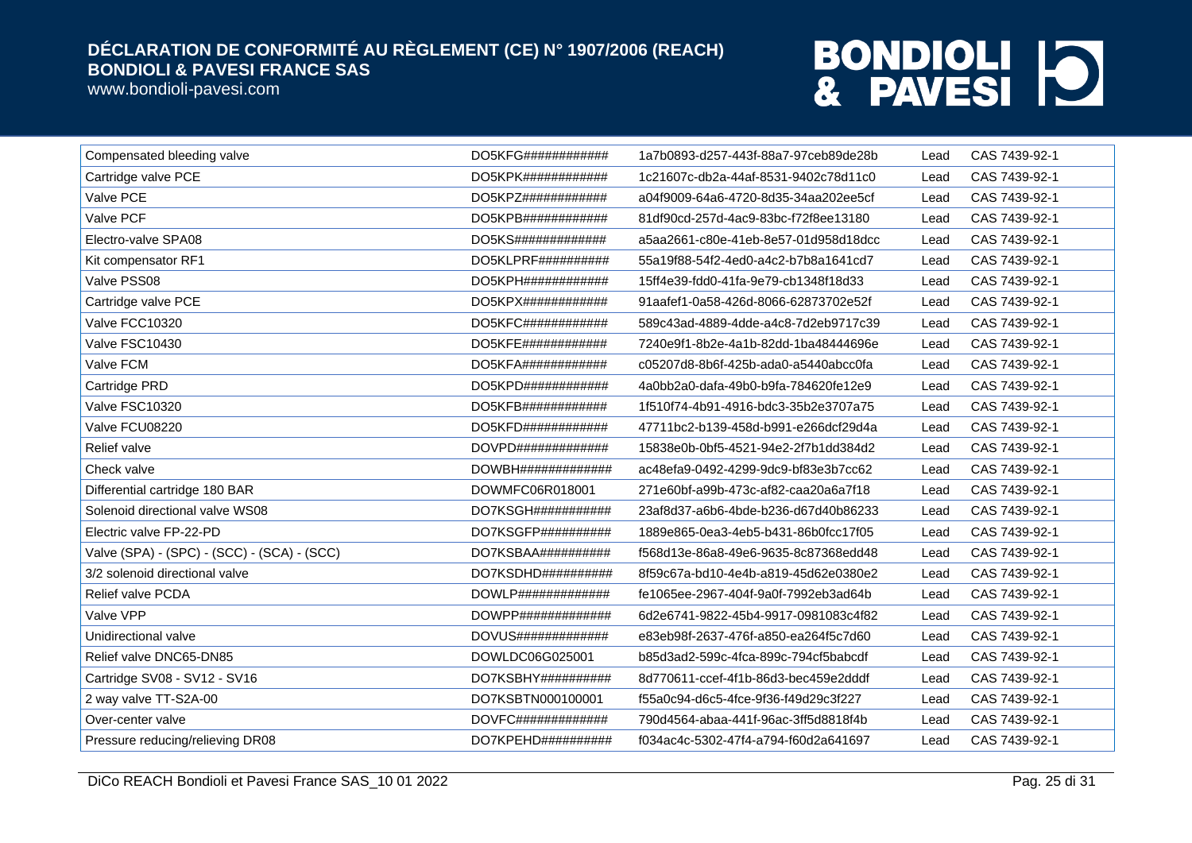| Compensated bleeding valve | DO5KFG############ | 1a7b0893-d257-443f-88a7-97ceb89de28b | Lead | CAS 7439-92-1 |
|---|---|---|---|---|
| Cartridge valve PCE | DO5KPK############ | 1c21607c-db2a-44af-8531-9402c78d11c0 | Lead | CAS 7439-92-1 |
| Valve PCE | DO5KPZ############ | a04f9009-64a6-4720-8d35-34aa202ee5cf | Lead | CAS 7439-92-1 |
| Valve PCF | DO5KPB############ | 81df90cd-257d-4ac9-83bc-f72f8ee13180 | Lead | CAS 7439-92-1 |
| Electro-valve SPA08 | DO5KS############# | a5aa2661-c80e-41eb-8e57-01d958d18dcc | Lead | CAS 7439-92-1 |
| Kit compensator RF1 | DO5KLPRF########## | 55a19f88-54f2-4ed0-a4c2-b7b8a1641cd7 | Lead | CAS 7439-92-1 |
| Valve PSS08 | DO5KPH############ | 15ff4e39-fdd0-41fa-9e79-cb1348f18d33 | Lead | CAS 7439-92-1 |
| Cartridge valve PCE | DO5KPX############ | 91aafef1-0a58-426d-8066-62873702e52f | Lead | CAS 7439-92-1 |
| Valve FCC10320 | DO5KFC############ | 589c43ad-4889-4dde-a4c8-7d2eb9717c39 | Lead | CAS 7439-92-1 |
| Valve FSC10430 | DO5KFE############ | 7240e9f1-8b2e-4a1b-82dd-1ba48444696e | Lead | CAS 7439-92-1 |
| Valve FCM | DO5KFA############ | c05207d8-8b6f-425b-ada0-a5440abcc0fa | Lead | CAS 7439-92-1 |
| Cartridge PRD | DO5KPD############ | 4a0bb2a0-dafa-49b0-b9fa-784620fe12e9 | Lead | CAS 7439-92-1 |
| Valve FSC10320 | DO5KFB############ | 1f510f74-4b91-4916-bdc3-35b2e3707a75 | Lead | CAS 7439-92-1 |
| Valve FCU08220 | DO5KFD############ | 47711bc2-b139-458d-b991-e266dcf29d4a | Lead | CAS 7439-92-1 |
| Relief valve | DOVPD############# | 15838e0b-0bf5-4521-94e2-2f7b1dd384d2 | Lead | CAS 7439-92-1 |
| Check valve | DOWBH############# | ac48efa9-0492-4299-9dc9-bf83e3b7cc62 | Lead | CAS 7439-92-1 |
| Differential cartridge 180 BAR | DOWMFC06R018001 | 271e60bf-a99b-473c-af82-caa20a6a7f18 | Lead | CAS 7439-92-1 |
| Solenoid directional valve WS08 | DO7KSGH########### | 23af8d37-a6b6-4bde-b236-d67d40b86233 | Lead | CAS 7439-92-1 |
| Electric valve FP-22-PD | DO7KSGFP########## | 1889e865-0ea3-4eb5-b431-86b0fcc17f05 | Lead | CAS 7439-92-1 |
| Valve (SPA) - (SPC) - (SCC) - (SCA) - (SCC) | DO7KSBAA########## | f568d13e-86a8-49e6-9635-8c87368edd48 | Lead | CAS 7439-92-1 |
| 3/2 solenoid directional valve | DO7KSDHD########## | 8f59c67a-bd10-4e4b-a819-45d62e0380e2 | Lead | CAS 7439-92-1 |
| Relief valve PCDA | DOWLP############# | fe1065ee-2967-404f-9a0f-7992eb3ad64b | Lead | CAS 7439-92-1 |
| Valve VPP | DOWPP############# | 6d2e6741-9822-45b4-9917-0981083c4f82 | Lead | CAS 7439-92-1 |
| Unidirectional valve | DOVUS############# | e83eb98f-2637-476f-a850-ea264f5c7d60 | Lead | CAS 7439-92-1 |
| Relief valve DNC65-DN85 | DOWLDC06G025001 | b85d3ad2-599c-4fca-899c-794cf5babcdf | Lead | CAS 7439-92-1 |
| Cartridge SV08 - SV12 - SV16 | DO7KSBHY########## | 8d770611-ccef-4f1b-86d3-bec459e2dddf | Lead | CAS 7439-92-1 |
| 2 way valve TT-S2A-00 | DO7KSBTN000100001 | f55a0c94-d6c5-4fce-9f36-f49d29c3f227 | Lead | CAS 7439-92-1 |
| Over-center valve | DOVFC############# | 790d4564-abaa-441f-96ac-3ff5d8818f4b | Lead | CAS 7439-92-1 |
| Pressure reducing/relieving DR08 | DO7KPEHD########## | f034ac4c-5302-47f4-a794-f60d2a641697 | Lead | CAS 7439-92-1 |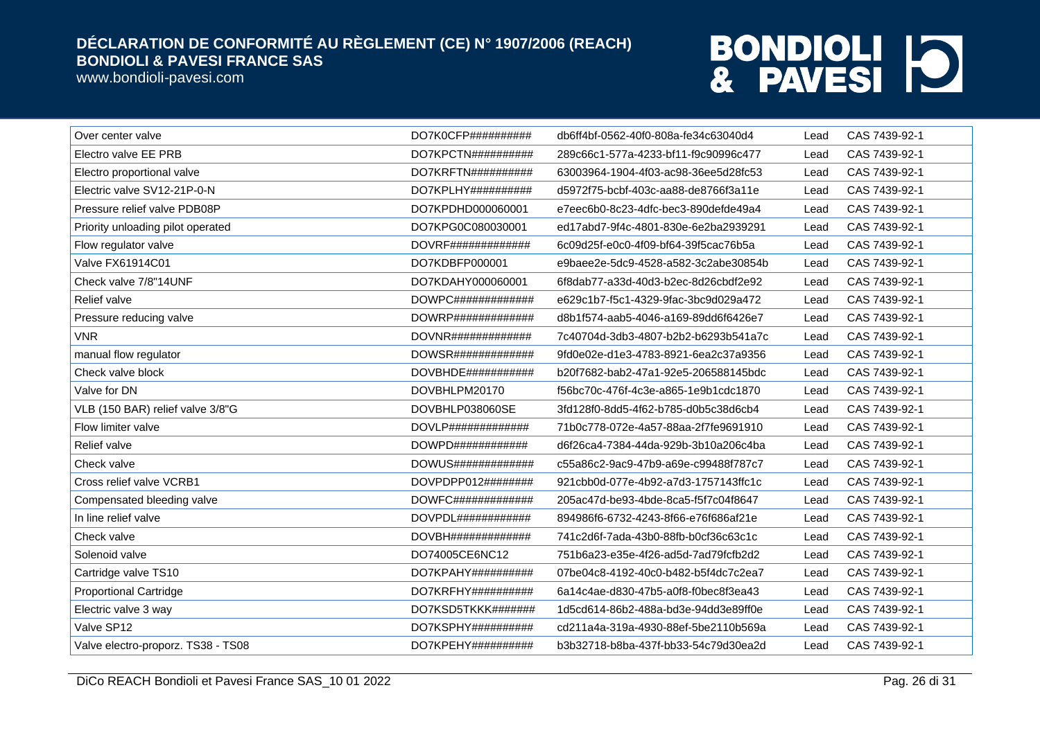| Over center valve | DO7K0CFP########## | db6ff4bf-0562-40f0-808a-fe34c63040d4 | Lead | CAS 7439-92-1 |
|---|---|---|---|---|
| Electro valve EE PRB | DO7KPCTN########## | 289c66c1-577a-4233-bf11-f9c90996c477 | Lead | CAS 7439-92-1 |
| Electro proportional valve | DO7KRFTN########## | 63003964-1904-4f03-ac98-36ee5d28fc53 | Lead | CAS 7439-92-1 |
| Electric valve SV12-21P-0-N | DO7KPLHY########## | d5972f75-bcbf-403c-aa88-de8766f3a11e | Lead | CAS 7439-92-1 |
| Pressure relief valve PDB08P | DO7KPDHD000060001 | e7eec6b0-8c23-4dfc-bec3-890defde49a4 | Lead | CAS 7439-92-1 |
| Priority unloading pilot operated | DO7KPG0C080030001 | ed17abd7-9f4c-4801-830e-6e2ba2939291 | Lead | CAS 7439-92-1 |
| Flow regulator valve | DOVRF############# | 6c09d25f-e0c0-4f09-bf64-39f5cac76b5a | Lead | CAS 7439-92-1 |
| Valve FX61914C01 | DO7KDBFP000001 | e9baee2e-5dc9-4528-a582-3c2abe30854b | Lead | CAS 7439-92-1 |
| Check valve 7/8"14UNF | DO7KDAHY000060001 | 6f8dab77-a33d-40d3-b2ec-8d26cbdf2e92 | Lead | CAS 7439-92-1 |
| Relief valve | DOWPC############# | e629c1b7-f5c1-4329-9fac-3bc9d029a472 | Lead | CAS 7439-92-1 |
| Pressure reducing valve | DOWRP############# | d8b1f574-aab5-4046-a169-89dd6f6426e7 | Lead | CAS 7439-92-1 |
| VNR | DOVNR############# | 7c40704d-3db3-4807-b2b2-b6293b541a7c | Lead | CAS 7439-92-1 |
| manual flow regulator | DOWSR############# | 9fd0e02e-d1e3-4783-8921-6ea2c37a9356 | Lead | CAS 7439-92-1 |
| Check valve block | DOVBHDE########### | b20f7682-bab2-47a1-92e5-206588145bdc | Lead | CAS 7439-92-1 |
| Valve for DN | DOVBHLPM20170 | f56bc70c-476f-4c3e-a865-1e9b1cdc1870 | Lead | CAS 7439-92-1 |
| VLB (150 BAR) relief valve 3/8"G | DOVBHLP038060SE | 3fd128f0-8dd5-4f62-b785-d0b5c38d6cb4 | Lead | CAS 7439-92-1 |
| Flow limiter valve | DOVLP############# | 71b0c778-072e-4a57-88aa-2f7fe9691910 | Lead | CAS 7439-92-1 |
| Relief valve | DOWPD############ | d6f26ca4-7384-44da-929b-3b10a206c4ba | Lead | CAS 7439-92-1 |
| Check valve | DOWUS############# | c55a86c2-9ac9-47b9-a69e-c99488f787c7 | Lead | CAS 7439-92-1 |
| Cross relief valve VCRB1 | DOVPDPP012######## | 921cbb0d-077e-4b92-a7d3-1757143ffc1c | Lead | CAS 7439-92-1 |
| Compensated bleeding valve | DOWFC############# | 205ac47d-be93-4bde-8ca5-f5f7c04f8647 | Lead | CAS 7439-92-1 |
| In line relief valve | DOVPDL############ | 894986f6-6732-4243-8f66-e76f686af21e | Lead | CAS 7439-92-1 |
| Check valve | DOVBH############# | 741c2d6f-7ada-43b0-88fb-b0cf36c63c1c | Lead | CAS 7439-92-1 |
| Solenoid valve | DO74005CE6NC12 | 751b6a23-e35e-4f26-ad5d-7ad79fcfb2d2 | Lead | CAS 7439-92-1 |
| Cartridge valve TS10 | DO7KPAHY########## | 07be04c8-4192-40c0-b482-b5f4dc7c2ea7 | Lead | CAS 7439-92-1 |
| Proportional Cartridge | DO7KRFHY########## | 6a14c4ae-d830-47b5-a0f8-f0bec8f3ea43 | Lead | CAS 7439-92-1 |
| Electric valve 3 way | DO7KSD5TKKK####### | 1d5cd614-86b2-488a-bd3e-94dd3e89ff0e | Lead | CAS 7439-92-1 |
| Valve SP12 | DO7KSPHY########## | cd211a4a-319a-4930-88ef-5be2110b569a | Lead | CAS 7439-92-1 |
| Valve electro-proporz. TS38 - TS08 | DO7KPEHY########## | b3b32718-b8ba-437f-bb33-54c79d30ea2d | Lead | CAS 7439-92-1 |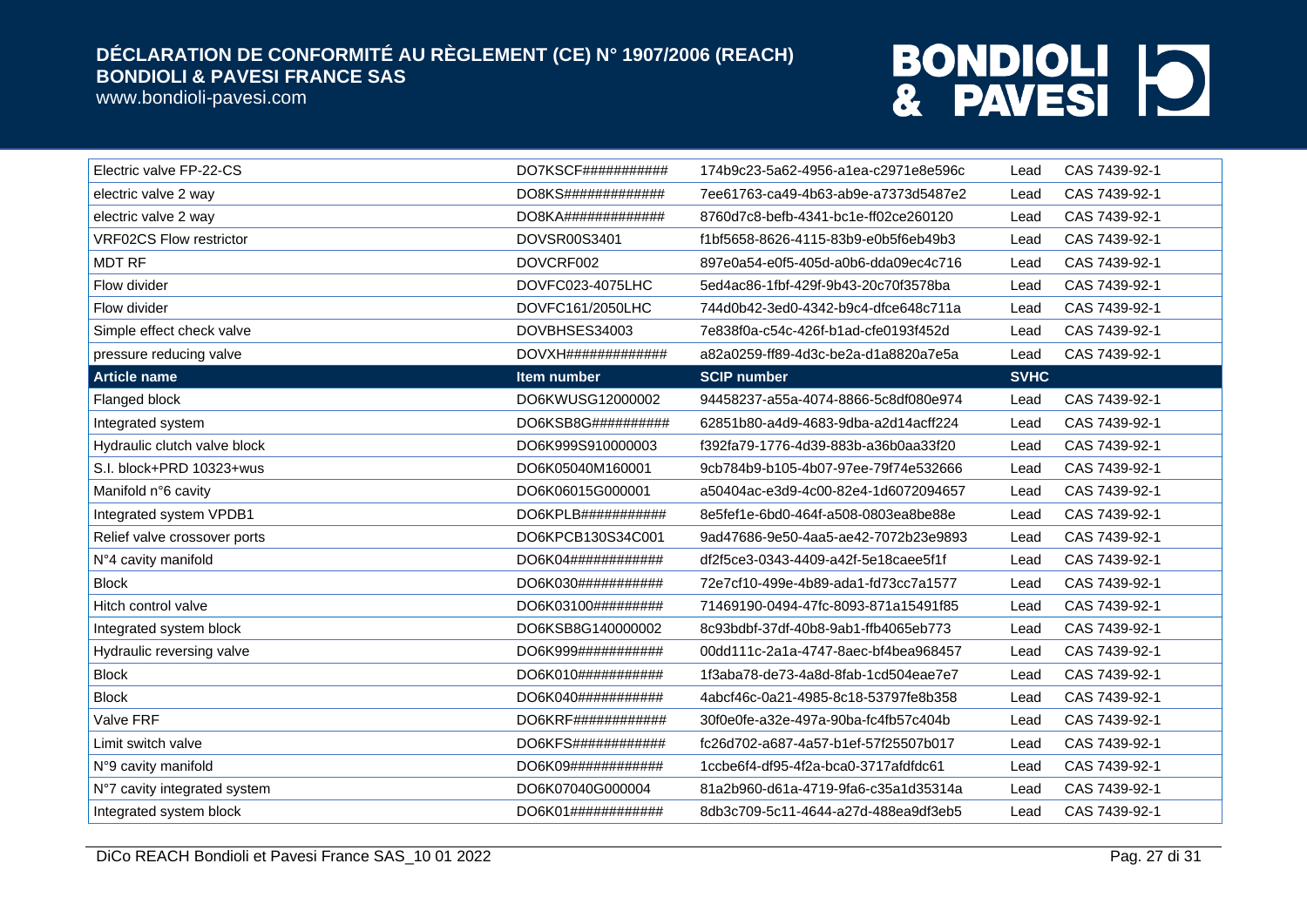| Electric valve FP-22-CS | DO7KSCF########### | 174b9c23-5a62-4956-a1ea-c2971e8e596c | Lead | CAS 7439-92-1 |
|---|---|---|---|---|
| electric valve 2 way | DO8KS############# | 7ee61763-ca49-4b63-ab9e-a7373d5487e2 | Lead | CAS 7439-92-1 |
| electric valve 2 way | DO8KA############# | 8760d7c8-befb-4341-bc1e-ff02ce260120 | Lead | CAS 7439-92-1 |
| VRF02CS Flow restrictor | DOVSR00S3401 | f1bf5658-8626-4115-83b9-e0b5f6eb49b3 | Lead | CAS 7439-92-1 |
| MDT RF | DOVCRF002 | 897e0a54-e0f5-405d-a0b6-dda09ec4c716 | Lead | CAS 7439-92-1 |
| Flow divider | DOVFC023-4075LHC | 5ed4ac86-1fbf-429f-9b43-20c70f3578ba | Lead | CAS 7439-92-1 |
| Flow divider | DOVFC161/2050LHC | 744d0b42-3ed0-4342-b9c4-dfce648c711a | Lead | CAS 7439-92-1 |
| Simple effect check valve | DOVBHSES34003 | 7e838f0a-c54c-426f-b1ad-cfe0193f452d | Lead | CAS 7439-92-1 |
| pressure reducing valve | DOVXH############# | a82a0259-ff89-4d3c-be2a-d1a8820a7e5a | Lead | CAS 7439-92-1 |
| **Article name** | **Item number** | **SCIP number** | **SVHC** | |
| Flanged block | DO6KWUSG12000002 | 94458237-a55a-4074-8866-5c8df080e974 | Lead | CAS 7439-92-1 |
| Integrated system | DO6KSB8G########## | 62851b80-a4d9-4683-9dba-a2d14acff224 | Lead | CAS 7439-92-1 |
| Hydraulic clutch valve block | DO6K999S910000003 | f392fa79-1776-4d39-883b-a36b0aa33f20 | Lead | CAS 7439-92-1 |
| S.I. block+PRD 10323+wus | DO6K05040M160001 | 9cb784b9-b105-4b07-97ee-79f74e532666 | Lead | CAS 7439-92-1 |
| Manifold n°6 cavity | DO6K06015G000001 | a50404ac-e3d9-4c00-82e4-1d6072094657 | Lead | CAS 7439-92-1 |
| Integrated system VPDB1 | DO6KPLB########### | 8e5fef1e-6bd0-464f-a508-0803ea8be88e | Lead | CAS 7439-92-1 |
| Relief valve crossover ports | DO6KPCB130S34C001 | 9ad47686-9e50-4aa5-ae42-7072b23e9893 | Lead | CAS 7439-92-1 |
| N°4 cavity manifold | DO6K04############ | df2f5ce3-0343-4409-a42f-5e18caee5f1f | Lead | CAS 7439-92-1 |
| Block | DO6K030########### | 72e7cf10-499e-4b89-ada1-fd73cc7a1577 | Lead | CAS 7439-92-1 |
| Hitch control valve | DO6K03100######### | 71469190-0494-47fc-8093-871a15491f85 | Lead | CAS 7439-92-1 |
| Integrated system block | DO6KSB8G140000002 | 8c93bdbf-37df-40b8-9ab1-ffb4065eb773 | Lead | CAS 7439-92-1 |
| Hydraulic reversing valve | DO6K999########### | 00dd111c-2a1a-4747-8aec-bf4bea968457 | Lead | CAS 7439-92-1 |
| Block | DO6K010########### | 1f3aba78-de73-4a8d-8fab-1cd504eae7e7 | Lead | CAS 7439-92-1 |
| Block | DO6K040########### | 4abcf46c-0a21-4985-8c18-53797fe8b358 | Lead | CAS 7439-92-1 |
| Valve FRF | DO6KRF############ | 30f0e0fe-a32e-497a-90ba-fc4fb57c404b | Lead | CAS 7439-92-1 |
| Limit switch valve | DO6KFS############ | fc26d702-a687-4a57-b1ef-57f25507b017 | Lead | CAS 7439-92-1 |
| N°9 cavity manifold | DO6K09############ | 1ccbe6f4-df95-4f2a-bca0-3717afdfdc61 | Lead | CAS 7439-92-1 |
| N°7 cavity integrated system | DO6K07040G000004 | 81a2b960-d61a-4719-9fa6-c35a1d35314a | Lead | CAS 7439-92-1 |
| Integrated system block | DO6K01############ | 8db3c709-5c11-4644-a27d-488ea9df3eb5 | Lead | CAS 7439-92-1 |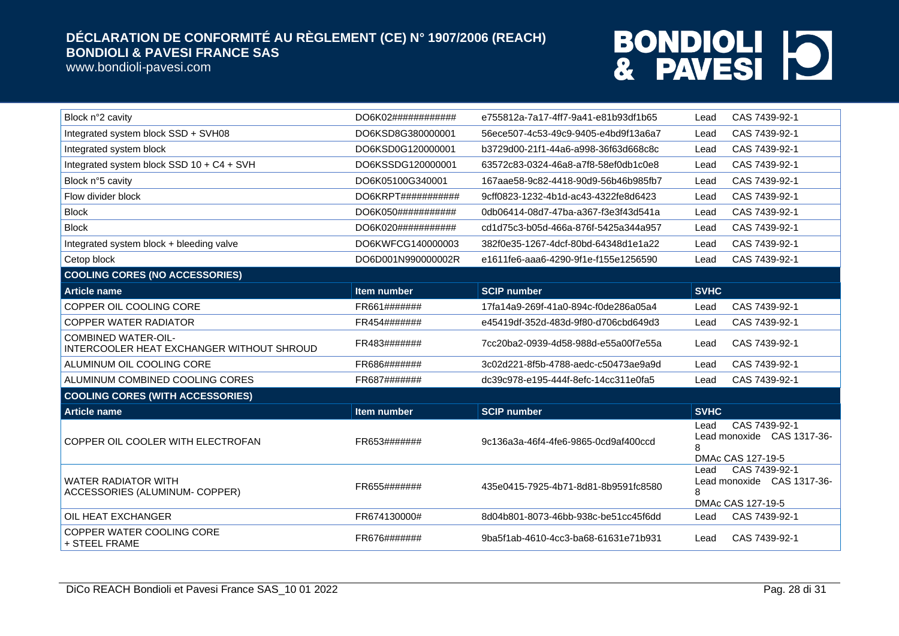| | | | |
|---|---|---|---|
| Block n°2 cavity | DO6K02############ | e755812a-7a17-4ff7-9a41-e81b93df1b65 | Lead CAS 7439-92-1 |
| Integrated system block SSD + SVH08 | DO6KSD8G380000001 | 56ece507-4c53-49c9-9405-e4bd9f13a6a7 | Lead CAS 7439-92-1 |
| Integrated system block | DO6KSD0G120000001 | b3729d00-21f1-44a6-a998-36f63d668c8c | Lead CAS 7439-92-1 |
| Integrated system block SSD 10 + C4 + SVH | DO6KSSDG120000001 | 63572c83-0324-46a8-a7f8-58ef0db1c0e8 | Lead CAS 7439-92-1 |
| Block n°5 cavity | DO6K05100G340001 | 167aae58-9c82-4418-90d9-56b46b985fb7 | Lead CAS 7439-92-1 |
| Flow divider block | DO6KRPT########### | 9cff0823-1232-4b1d-ac43-4322fe8d6423 | Lead CAS 7439-92-1 |
| Block | DO6K050########### | 0db06414-08d7-47ba-a367-f3e3f43d541a | Lead CAS 7439-92-1 |
| Block | DO6K020########### | cd1d75c3-b05d-466a-876f-5425a344a957 | Lead CAS 7439-92-1 |
| Integrated system block + bleeding valve | DO6KWFCG140000003 | 382f0e35-1267-4dcf-80bd-64348d1e1a22 | Lead CAS 7439-92-1 |
| Cetop block | DO6D001N990000002R | e1611fe6-aaa6-4290-9f1e-f155e1256590 | Lead CAS 7439-92-1 |

**COOLING CORES (NO ACCESSORIES)**

| Article name | Item number | SCIP number | SVHC |
|---|---|---|---|
| COPPER OIL COOLING CORE | FR661####### | 17fa14a9-269f-41a0-894c-f0de286a05a4 | Lead CAS 7439-92-1 |
| COPPER WATER RADIATOR | FR454####### | e45419df-352d-483d-9f80-d706cbd649d3 | Lead CAS 7439-92-1 |
| COMBINED WATER-OIL-INTERCOOLER HEAT EXCHANGER WITHOUT SHROUD | FR483####### | 7cc20ba2-0939-4d58-988d-e55a00f7e55a | Lead CAS 7439-92-1 |
| ALUMINUM OIL COOLING CORE | FR686####### | 3c02d221-8f5b-4788-aedc-c50473ae9a9d | Lead CAS 7439-92-1 |
| ALUMINUM COMBINED COOLING CORES | FR687####### | dc39c978-e195-444f-8efc-14cc311e0fa5 | Lead CAS 7439-92-1 |

**COOLING CORES (WITH ACCESSORIES)**

| Article name | Item number | SCIP number | SVHC |
|---|---|---|---|
| COPPER OIL COOLER WITH ELECTROFAN | FR653####### | 9c136a3a-46f4-4fe6-9865-0cd9af400ccd | Lead CAS 7439-92-1<br>Lead monoxide CAS 1317-36-8<br>DMAc CAS 127-19-5 |
| WATER RADIATOR WITH ACCESSORIES (ALUMINUM- COPPER) | FR655####### | 435e0415-7925-4b71-8d81-8b9591fc8580 | Lead CAS 7439-92-1<br>Lead monoxide CAS 1317-36-8<br>DMAc CAS 127-19-5 |
| OIL HEAT EXCHANGER | FR674130000# | 8d04b801-8073-46bb-938c-be51cc45f6dd | Lead CAS 7439-92-1 |
| COPPER WATER COOLING CORE + STEEL FRAME | FR676####### | 9ba5f1ab-4610-4cc3-ba68-61631e71b931 | Lead CAS 7439-92-1 |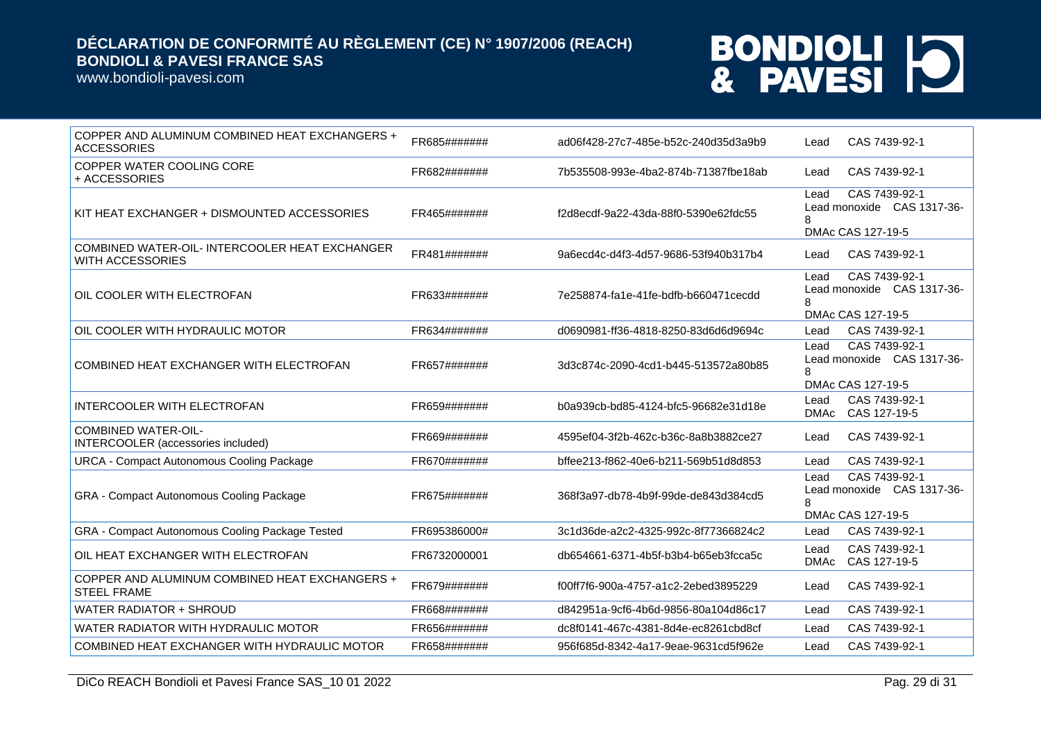| COPPER AND ALUMINUM COMBINED HEAT EXCHANGERS + ACCESSORIES | FR685####### | ad06f428-27c7-485e-b52c-240d35d3a9b9 | Lead CAS 7439-92-1 |
|---|---|---|---|
| COPPER WATER COOLING CORE + ACCESSORIES | FR682####### | 7b535508-993e-4ba2-874b-71387fbe18ab | Lead CAS 7439-92-1 |
| KIT HEAT EXCHANGER + DISMOUNTED ACCESSORIES | FR465####### | f2d8ecdf-9a22-43da-88f0-5390e62fdc55 | Lead CAS 7439-92-1<br>Lead monoxide CAS 1317-36-8<br>DMAc CAS 127-19-5 |
| COMBINED WATER-OIL- INTERCOOLER HEAT EXCHANGER WITH ACCESSORIES | FR481####### | 9a6ecd4c-d4f3-4d57-9686-53f940b317b4 | Lead CAS 7439-92-1 |
| OIL COOLER WITH ELECTROFAN | FR633####### | 7e258874-fa1e-41fe-bdfb-b660471cecdd | Lead CAS 7439-92-1<br>Lead monoxide CAS 1317-36-8<br>DMAc CAS 127-19-5 |
| OIL COOLER WITH HYDRAULIC MOTOR | FR634####### | d0690981-ff36-4818-8250-83d6d6d9694c | Lead CAS 7439-92-1 |
| COMBINED HEAT EXCHANGER WITH ELECTROFAN | FR657####### | 3d3c874c-2090-4cd1-b445-513572a80b85 | Lead CAS 7439-92-1<br>Lead monoxide CAS 1317-36-8<br>DMAc CAS 127-19-5 |
| INTERCOOLER WITH ELECTROFAN | FR659####### | b0a939cb-bd85-4124-bfc5-96682e31d18e | Lead CAS 7439-92-1<br>DMAc CAS 127-19-5 |
| COMBINED WATER-OIL- INTERCOOLER (accessories included) | FR669####### | 4595ef04-3f2b-462c-b36c-8a8b3882ce27 | Lead CAS 7439-92-1 |
| URCA - Compact Autonomous Cooling Package | FR670####### | bffee213-f862-40e6-b211-569b51d8d853 | Lead CAS 7439-92-1 |
| GRA - Compact Autonomous Cooling Package | FR675####### | 368f3a97-db78-4b9f-99de-de843d384cd5 | Lead CAS 7439-92-1<br>Lead monoxide CAS 1317-36-8<br>DMAc CAS 127-19-5 |
| GRA - Compact Autonomous Cooling Package Tested | FR695386000# | 3c1d36de-a2c2-4325-992c-8f77366824c2 | Lead CAS 7439-92-1 |
| OIL HEAT EXCHANGER WITH ELECTROFAN | FR6732000001 | db654661-6371-4b5f-b3b4-b65eb3fcca5c | Lead CAS 7439-92-1<br>DMAc CAS 127-19-5 |
| COPPER AND ALUMINUM COMBINED HEAT EXCHANGERS + STEEL FRAME | FR679####### | f00ff7f6-900a-4757-a1c2-2ebed3895229 | Lead CAS 7439-92-1 |
| WATER RADIATOR + SHROUD | FR668####### | d842951a-9cf6-4b6d-9856-80a104d86c17 | Lead CAS 7439-92-1 |
| WATER RADIATOR WITH HYDRAULIC MOTOR | FR656####### | dc8f0141-467c-4381-8d4e-ec8261cbd8cf | Lead CAS 7439-92-1 |
| COMBINED HEAT EXCHANGER WITH HYDRAULIC MOTOR | FR658####### | 956f685d-8342-4a17-9eae-9631cd5f962e | Lead CAS 7439-92-1 |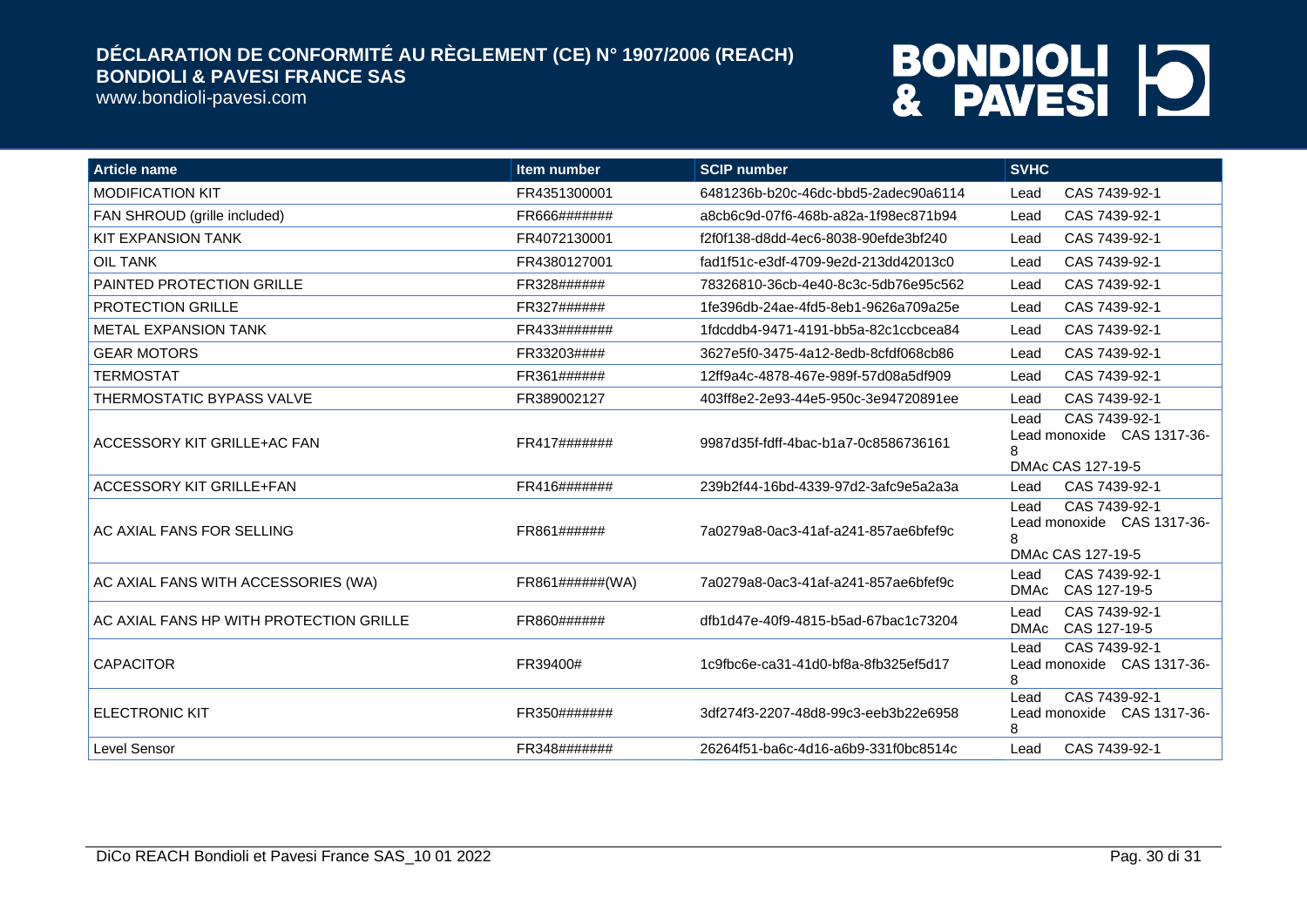| Article name | Item number | SCIP number | SVHC |
|---|---|---|---|
| MODIFICATION KIT | FR4351300001 | 6481236b-b20c-46dc-bbd5-2adec90a6114 | Lead CAS 7439-92-1 |
| FAN SHROUD (grille included) | FR666####### | a8cb6c9d-07f6-468b-a82a-1f98ec871b94 | Lead CAS 7439-92-1 |
| KIT EXPANSION TANK | FR4072130001 | f2f0f138-d8dd-4ec6-8038-90efde3bf240 | Lead CAS 7439-92-1 |
| OIL TANK | FR4380127001 | fad1f51c-e3df-4709-9e2d-213dd42013c0 | Lead CAS 7439-92-1 |
| PAINTED PROTECTION GRILLE | FR328###### | 78326810-36cb-4e40-8c3c-5db76e95c562 | Lead CAS 7439-92-1 |
| PROTECTION GRILLE | FR327###### | 1fe396db-24ae-4fd5-8eb1-9626a709a25e | Lead CAS 7439-92-1 |
| METAL EXPANSION TANK | FR433####### | 1fdcddb4-9471-4191-bb5a-82c1ccbcea84 | Lead CAS 7439-92-1 |
| GEAR MOTORS | FR33203#### | 3627e5f0-3475-4a12-8edb-8cfdf068cb86 | Lead CAS 7439-92-1 |
| TERMOSTAT | FR361###### | 12ff9a4c-4878-467e-989f-57d08a5df909 | Lead CAS 7439-92-1 |
| THERMOSTATIC BYPASS VALVE | FR389002127 | 403ff8e2-2e93-44e5-950c-3e94720891ee | Lead CAS 7439-92-1 |
| ACCESSORY KIT GRILLE+AC FAN | FR417####### | 9987d35f-fdff-4bac-b1a7-0c8586736161 | Lead CAS 7439-92-1<br>Lead monoxide CAS 1317-36-8<br>DMAc CAS 127-19-5 |
| ACCESSORY KIT GRILLE+FAN | FR416####### | 239b2f44-16bd-4339-97d2-3afc9e5a2a3a | Lead CAS 7439-92-1 |
| AC AXIAL FANS FOR SELLING | FR861###### | 7a0279a8-0ac3-41af-a241-857ae6bfef9c | Lead CAS 7439-92-1<br>Lead monoxide CAS 1317-36-8<br>DMAc CAS 127-19-5 |
| AC AXIAL FANS WITH ACCESSORIES (WA) | FR861######(WA) | 7a0279a8-0ac3-41af-a241-857ae6bfef9c | Lead CAS 7439-92-1<br>DMAc CAS 127-19-5 |
| AC AXIAL FANS HP WITH PROTECTION GRILLE | FR860###### | dfb1d47e-40f9-4815-b5ad-67bac1c73204 | Lead CAS 7439-92-1<br>DMAc CAS 127-19-5 |
| CAPACITOR | FR39400# | 1c9fbc6e-ca31-41d0-bf8a-8fb325ef5d17 | Lead CAS 7439-92-1<br>Lead monoxide CAS 1317-36-8 |
| ELECTRONIC KIT | FR350####### | 3df274f3-2207-48d8-99c3-eeb3b22e6958 | Lead CAS 7439-92-1<br>Lead monoxide CAS 1317-36-8 |
| Level Sensor | FR348####### | 26264f51-ba6c-4d16-a6b9-331f0bc8514c | Lead CAS 7439-92-1 |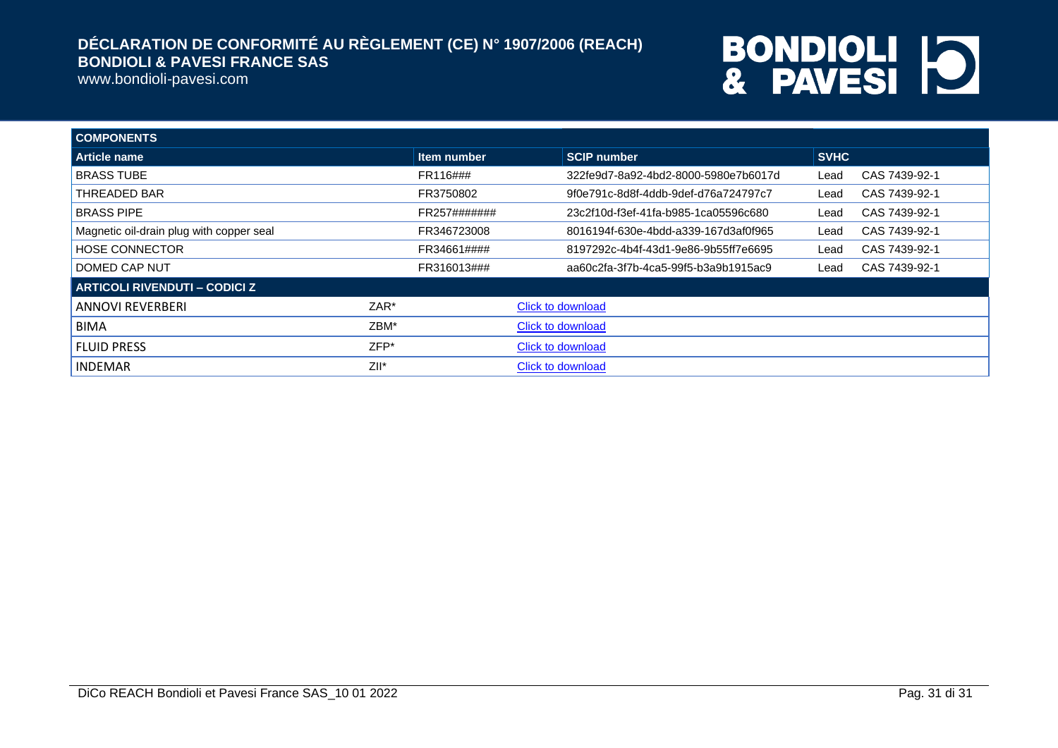| COMPONENTS | | | | |
|---|---|---|---|---|
| **Article name** | **Item number** | **SCIP number** | **SVHC** | |
| BRASS TUBE | FR116### | 322fe9d7-8a92-4bd2-8000-5980e7b6017d | Lead | CAS 7439-92-1 |
| THREADED BAR | FR3750802 | 9f0e791c-8d8f-4ddb-9def-d76a724797c7 | Lead | CAS 7439-92-1 |
| BRASS PIPE | FR257####### | 23c2f10d-f3ef-41fa-b985-1ca05596c680 | Lead | CAS 7439-92-1 |
| Magnetic oil-drain plug with copper seal | FR346723008 | 8016194f-630e-4bdd-a339-167d3af0f965 | Lead | CAS 7439-92-1 |
| HOSE CONNECTOR | FR34661#### | 8197292c-4b4f-43d1-9e86-9b55ff7e6695 | Lead | CAS 7439-92-1 |
| DOMED CAP NUT | FR316013### | aa60c2fa-3f7b-4ca5-99f5-b3a9b1915ac9 | Lead | CAS 7439-92-1 |

| ARTICOLI RIVENDUTI – CODICI Z | | |
|---|---|---|
| ANNOVI REVERBERI | ZAR* | Click to download |
| BIMA | ZBM* | Click to download |
| FLUID PRESS | ZFP* | Click to download |
| INDEMAR | ZII* | Click to download |